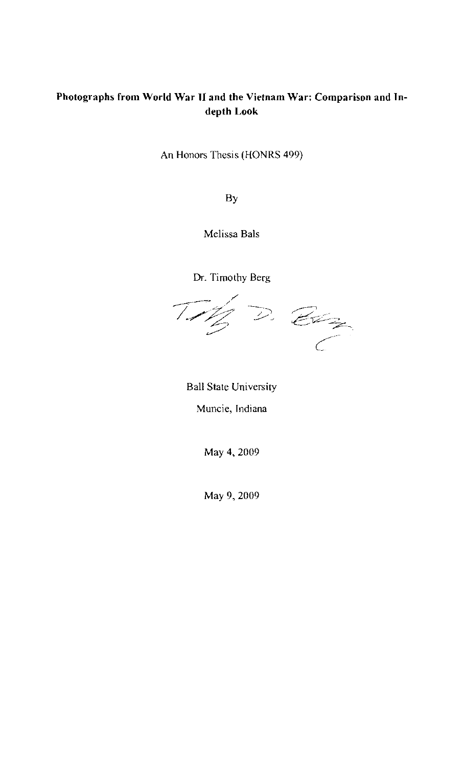# Photographs from World War II and the Vietnam War: Comparison and In-depth Look

An Honors Thesis (HONRS 499)

By

Melissa Bals

Dr. Timothy Berg

Ball State University

Muncie, Indiana

May 4, 2009

May 9, 2009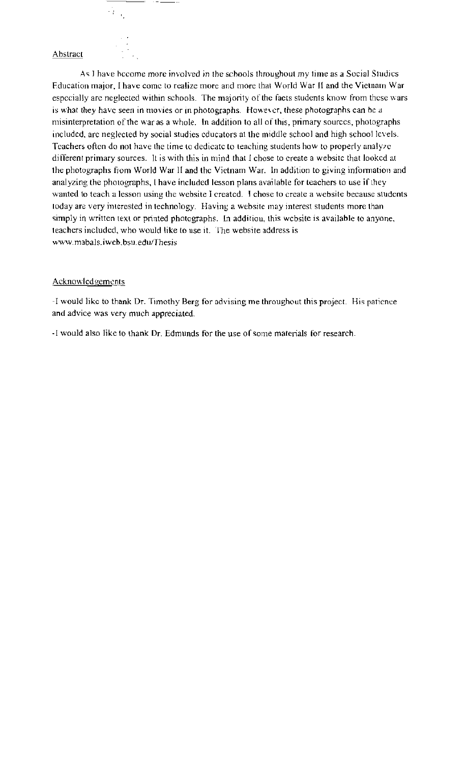## Abstract

As I have become more involved in the schools throughout my time as a Social Studies Education major, I have come to realize more and more that World War II and the Vietnam War especially are neglected within schools. The majority of the facts students know from these wars is what they have seen in movies or in photographs. However, these photographs can be a misinterpretation of the war as a whole. In addition to all of this, primary sources, photographs included, are neglected by social studies educators at the middle school and high school levels. Teachers often do not have the time to dedicate to teaching students how to properly analyze different primary sources. It is with this in mind that I chose to create a website that looked at the photographs from World War II and the Vietnam War. In addition to giving information and analyzing the photographs, I have included lesson plans available for teachers to use if they wanted to teach a lesson using the website I created. I chose to create a website because students today are very interested in technology. Having a website may interest students more than simply in written text or printed photographs. In addition, this website is available to anyone, teachers included, who would like to use it. The website address is www.mabals.iweb.bsu.edu/Thesis

## Acknowledgements

-I would like to thank Dr. Timothy Berg for advising me throughout this project. His patience and advice was very much appreciated.

-I would also like to thank Dr. Edmunds for the use of some materials for research.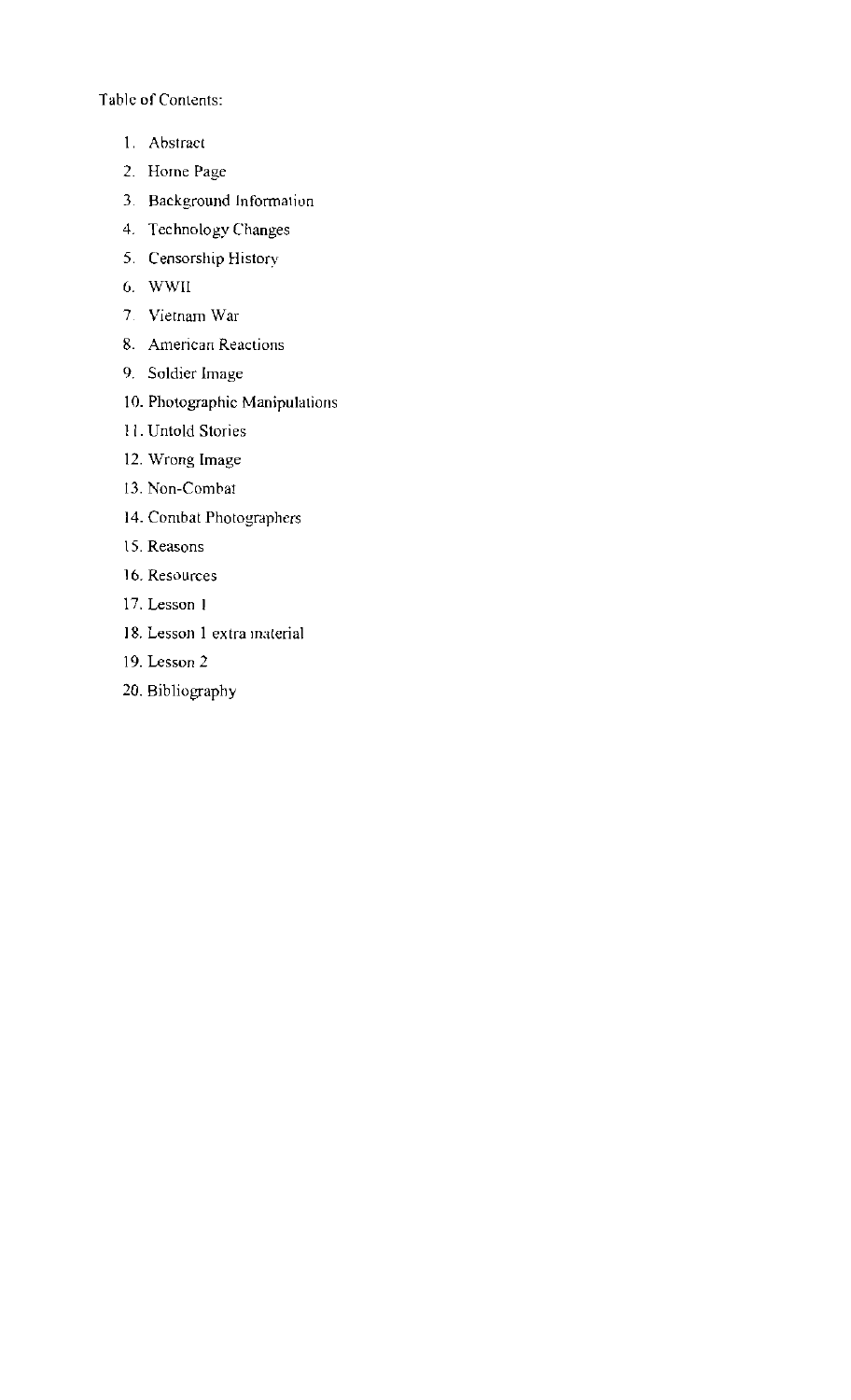Table of Contents:

1. Abstract
2. Home Page
3. Background Information
4. Technology Changes
5. Censorship History
6. WWII
7. Vietnam War
8. American Reactions
9. Soldier Image
10. Photographic Manipulations
11. Untold Stories
12. Wrong Image
13. Non-Combat
14. Combat Photographers
15. Reasons
16. Resources
17. Lesson 1
18. Lesson 1 extra material
19. Lesson 2
20. Bibliography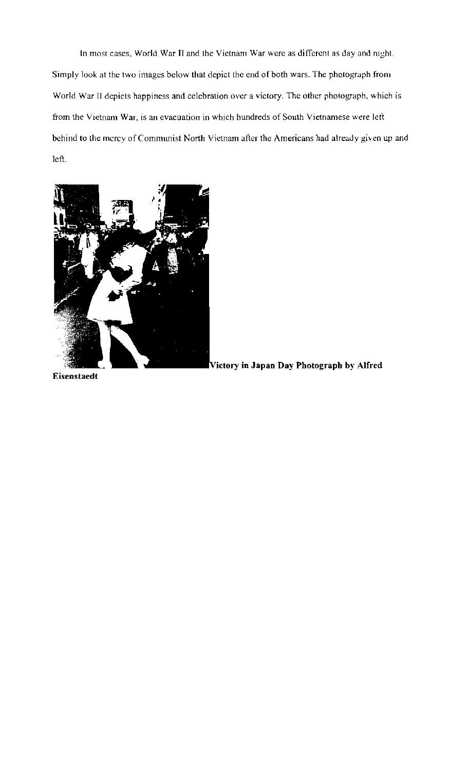In most cases, World War II and the Vietnam War were as different as day and night. Simply look at the two images below that depict the end of both wars. The photograph from World War II depicts happiness and celebration over a victory. The other photograph, which is from the Vietnam War, is an evacuation in which hundreds of South Vietnamese were left behind to the mercy of Communist North Vietnam after the Americans had already given up and left.

**Victory in Japan Day Photograph by Alfred Eisenstaedt**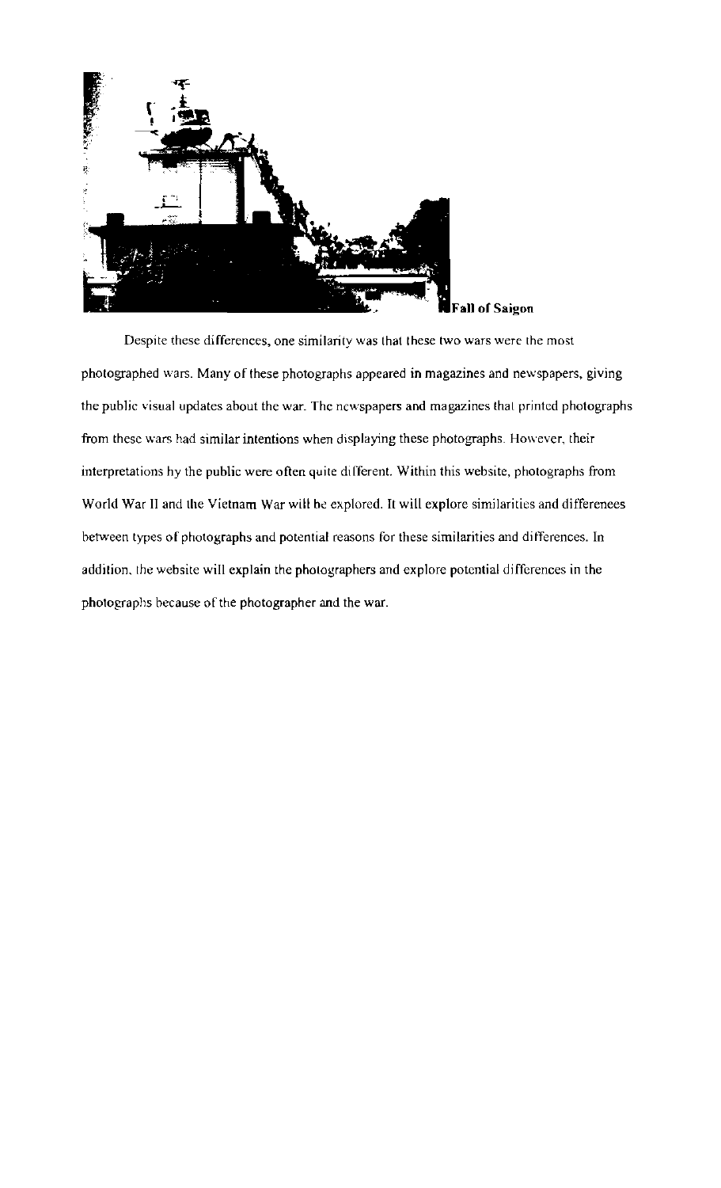Fall of Saigon

Despite these differences, one similarity was that these two wars were the most photographed wars. Many of these photographs appeared in magazines and newspapers, giving the public visual updates about the war. The newspapers and magazines that printed photographs from these wars had similar intentions when displaying these photographs. However, their interpretations hy the public were often quite different. Within this website, photographs from World War II and the Vietnam War will be explored. It will explore similarities and differenees between types of photographs and potential reasons for these similarities and differences. In addition, the website will explain the photographers and explore potential differences in the photographs because of the photographer and the war.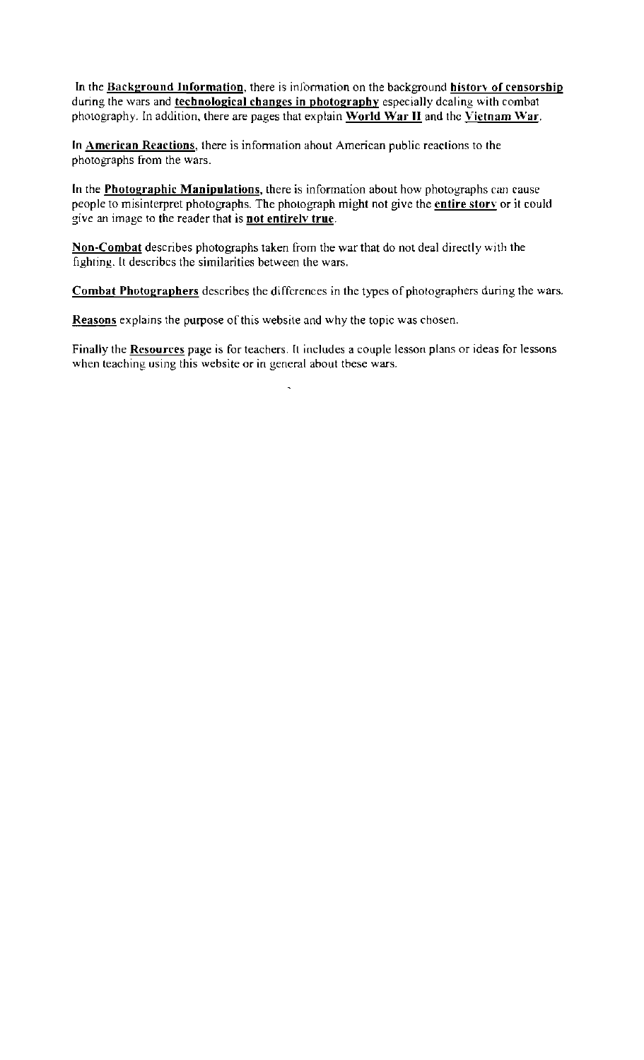In the **Background Information**, there is information on the background **history of censorship** during the wars and **technological changes in photography** especially dealing with combat photography. In addition, there are pages that explain **World War II** and the **Vietnam War**.

In **American Reactions**, there is information about American public reactions to the photographs from the wars.

In the **Photographic Manipulations**, there is information about how photographs can cause people to misinterpret photographs. The photograph might not give the **entire story** or it could give an image to the reader that is **not entirely true**.

**Non-Combat** describes photographs taken from the war that do not deal directly with the fighting. It describes the similarities between the wars.

**Combat Photographers** describes the differences in the types of photographers during the wars.

**Reasons** explains the purpose of this website and why the topic was chosen.

Finally the **Resources** page is for teachers. It includes a couple lesson plans or ideas for lessons when teaching using this website or in general about these wars.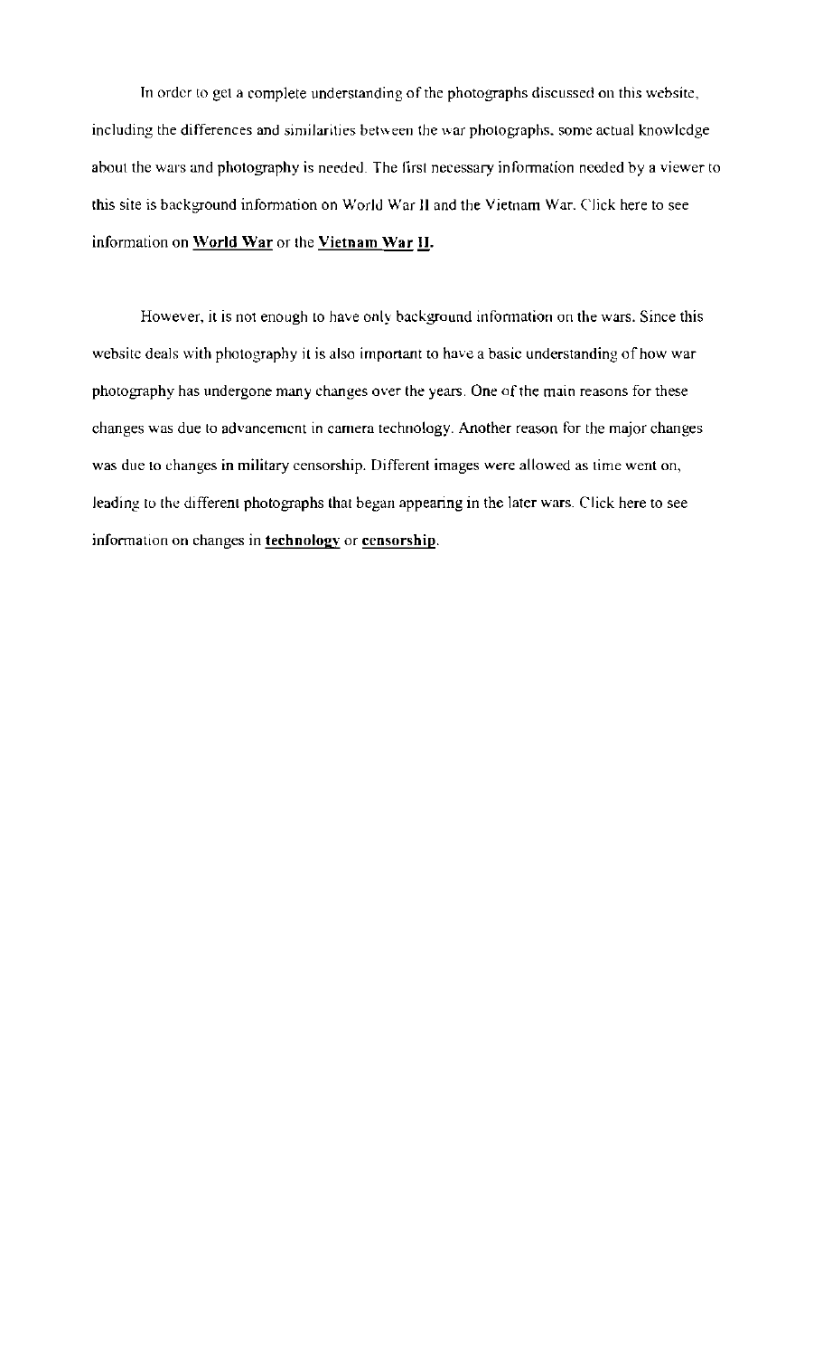In order to get a complete understanding of the photographs discussed on this website, including the differences and similarities between the war photographs, some actual knowledge about the wars and photography is needed. The first necessary information needed by a viewer to this site is background information on World War II and the Vietnam War. Click here to see information on **World War** or the **Vietnam War II.**

However, it is not enough to have only background information on the wars. Since this website deals with photography it is also important to have a basic understanding of how war photography has undergone many changes over the years. One of the main reasons for these changes was due to advancement in camera technology. Another reason for the major changes was due to changes in military censorship. Different images were allowed as time went on, leading to the different photographs that began appearing in the later wars. Click here to see information on changes in **technology** or **censorship**.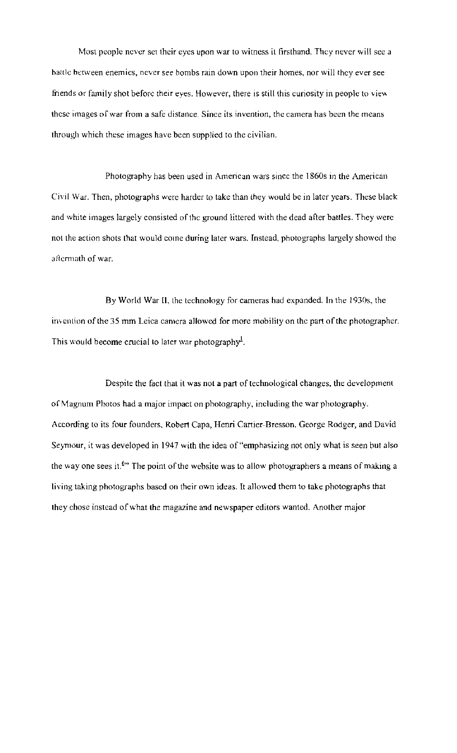Most people never set their eyes upon war to witness it firsthand. They never will see a battle between enemies, never see bombs rain down upon their homes, nor will they ever see friends or family shot before their eyes. However, there is still this curiosity in people to view these images of war from a safe distance. Since its invention, the camera has been the means through which these images have been supplied to the civilian.

Photography has been used in American wars since the 1860s in the American Civil War. Then, photographs were harder to take than they would be in later years. These black and white images largely consisted of the ground littered with the dead after battles. They were not the action shots that would come during later wars. Instead, photographs largely showed the aftermath of war.

By World War II, the technology for cameras had expanded. In the 1930s, the invention of the 35 mm Leica camera allowed for more mobility on the part of the photographer. This would become crucial to later war photography[1].

Despite the fact that it was not a part of technological changes, the development of Magnum Photos had a major impact on photography, including the war photography. According to its four founders, Robert Capa, Henri Cartier-Bresson, George Rodger, and David Seymour, it was developed in 1947 with the idea of "emphasizing not only what is seen but also the way one sees it.[6]" The point of the website was to allow photographers a means of making a living taking photographs based on their own ideas. It allowed them to take photographs that they chose instead of what the magazine and newspaper editors wanted. Another major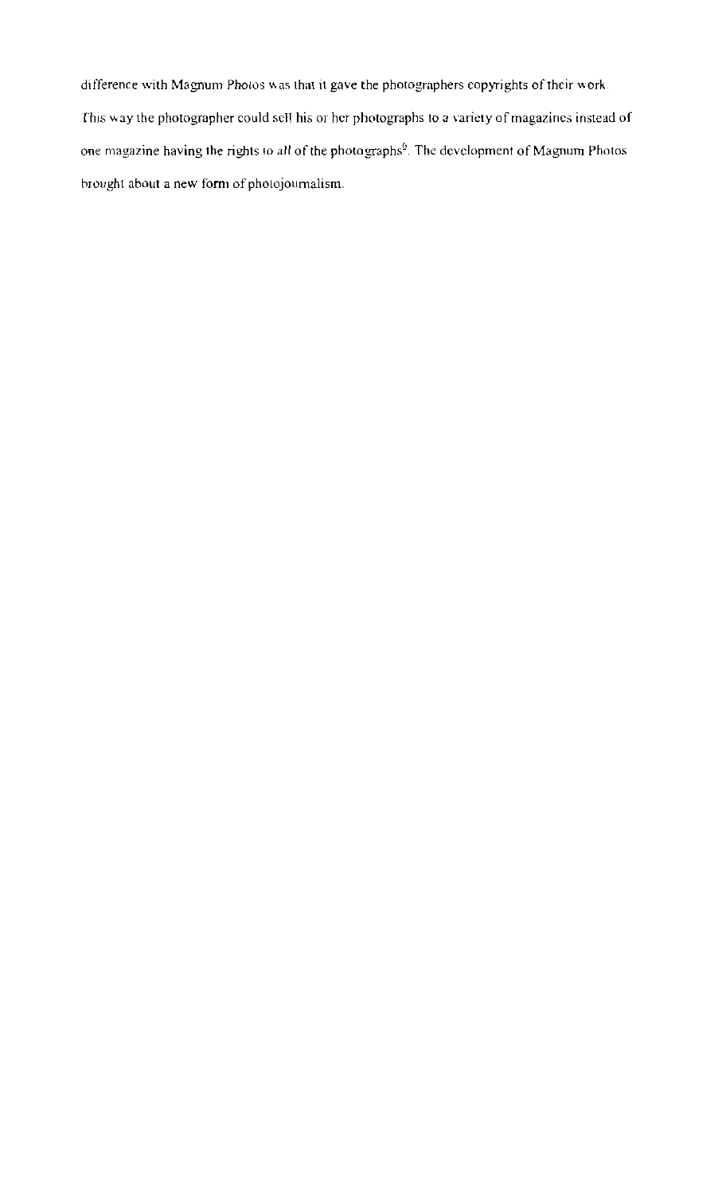difference with Magnum Photos was that it gave the photographers copyrights of their work. This way the photographer could sell his or her photographs to a variety of magazines instead of one magazine having the rights to *all* of the photographs[6]. The development of Magnum Photos brought about a new form of photojournalism.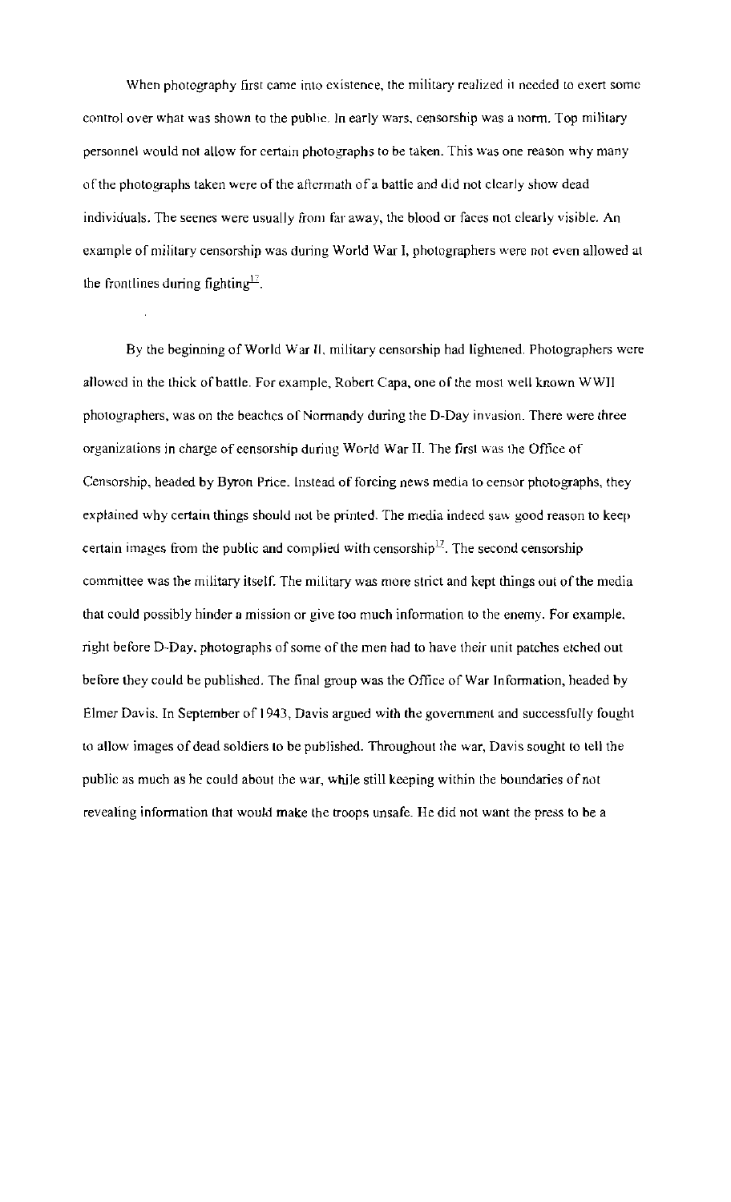When photography first came into existence, the military realized it needed to exert some control over what was shown to the public. In early wars, censorship was a norm. Top military personnel would not allow for certain photographs to be taken. This was one reason why many of the photographs taken were of the aftermath of a battle and did not clearly show dead individuals. The scenes were usually from far away, the blood or faces not clearly visible. An example of military censorship was during World War I, photographers were not even allowed at the frontlines during fighting[17].

By the beginning of World War II, military censorship had lightened. Photographers were allowed in the thick of battle. For example, Robert Capa, one of the most well known WWII photographers, was on the beaches of Normandy during the D-Day invasion. There were three organizations in charge of censorship during World War II. The first was the Office of Censorship, headed by Byron Price. Instead of forcing news media to censor photographs, they explained why certain things should not be printed. The media indeed saw good reason to keep certain images from the public and complied with censorship[17]. The second censorship committee was the military itself. The military was more strict and kept things out of the media that could possibly hinder a mission or give too much information to the enemy. For example, right before D-Day, photographs of some of the men had to have their unit patches etched out before they could be published. The final group was the Office of War Information, headed by Elmer Davis. In September of 1943, Davis argued with the government and successfully fought to allow images of dead soldiers to be published. Throughout the war, Davis sought to tell the public as much as he could about the war, while still keeping within the boundaries of not revealing information that would make the troops unsafe. He did not want the press to be a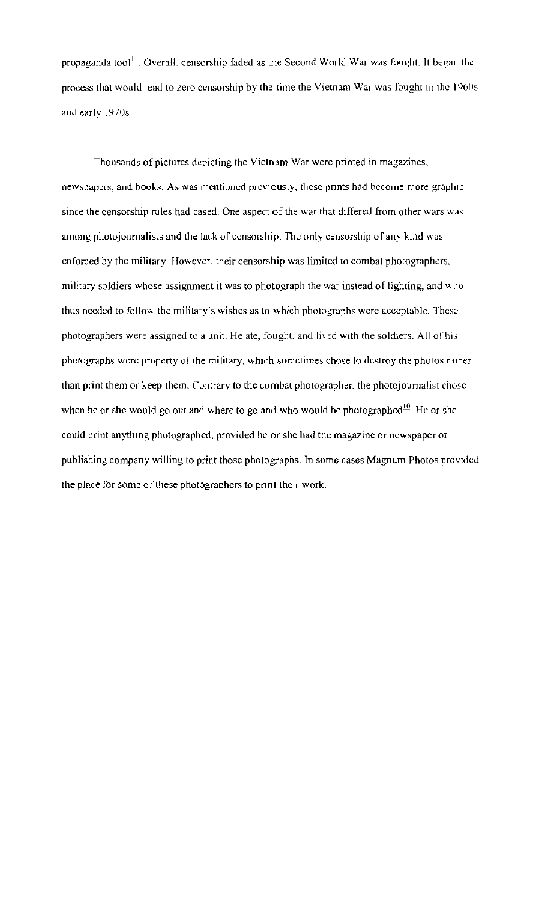propaganda tool[12]. Overall, censorship faded as the Second World War was fought. It began the process that would lead to zero censorship by the time the Vietnam War was fought in the 1960s and early 1970s.

Thousands of pictures depicting the Vietnam War were printed in magazines, newspapers, and books. As was mentioned previously, these prints had become more graphic since the censorship rules had eased. One aspect of the war that differed from other wars was among photojournalists and the lack of censorship. The only censorship of any kind was enforced by the military. However, their censorship was limited to combat photographers, military soldiers whose assignment it was to photograph the war instead of fighting, and who thus needed to follow the military's wishes as to which photographs were acceptable. These photographers were assigned to a unit. He ate, fought, and lived with the soldiers. All of his photographs were property of the military, which sometimes chose to destroy the photos rather than print them or keep them. Contrary to the combat photographer, the photojournalist chose when he or she would go out and where to go and who would be photographed[10]. He or she could print anything photographed, provided he or she had the magazine or newspaper or publishing company willing to print those photographs. In some cases Magnum Photos provided the place for some of these photographers to print their work.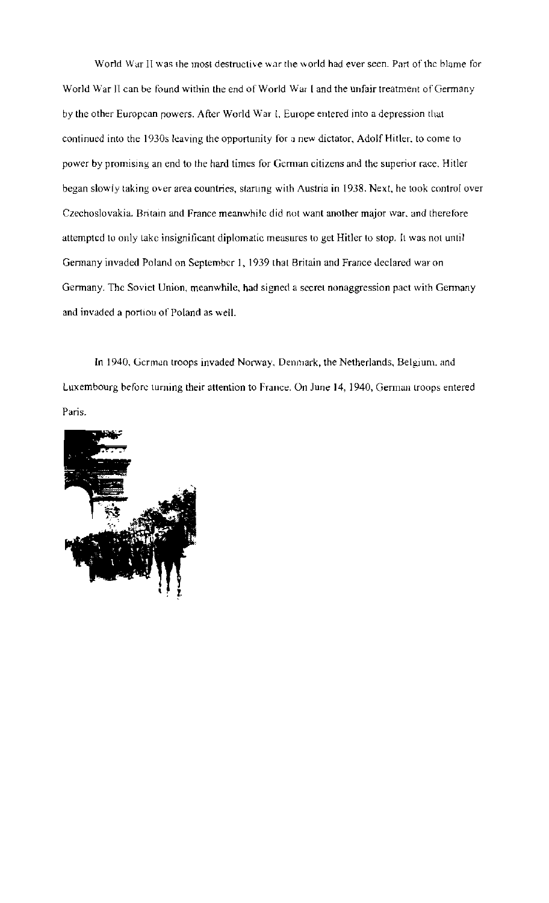World War II was the most destructive war the world had ever seen. Part of the blame for World War II can be found within the end of World War I and the unfair treatment of Germany by the other European powers. After World War I, Europe entered into a depression that continued into the 1930s leaving the opportunity for a new dictator, Adolf Hitler, to come to power by promising an end to the hard times for German citizens and the superior race. Hitler began slowly taking over area countries, starting with Austria in 1938. Next, he took control over Czechoslovakia. Britain and France meanwhile did not want another major war, and therefore attempted to only take insignificant diplomatic measures to get Hitler to stop. It was not until Germany invaded Poland on September 1, 1939 that Britain and France declared war on Germany. The Soviet Union, meanwhile, had signed a secret nonaggression pact with Germany and invaded a portion of Poland as well.

In 1940, German troops invaded Norway, Denmark, the Netherlands, Belgium, and Luxembourg before turning their attention to France. On June 14, 1940, German troops entered Paris.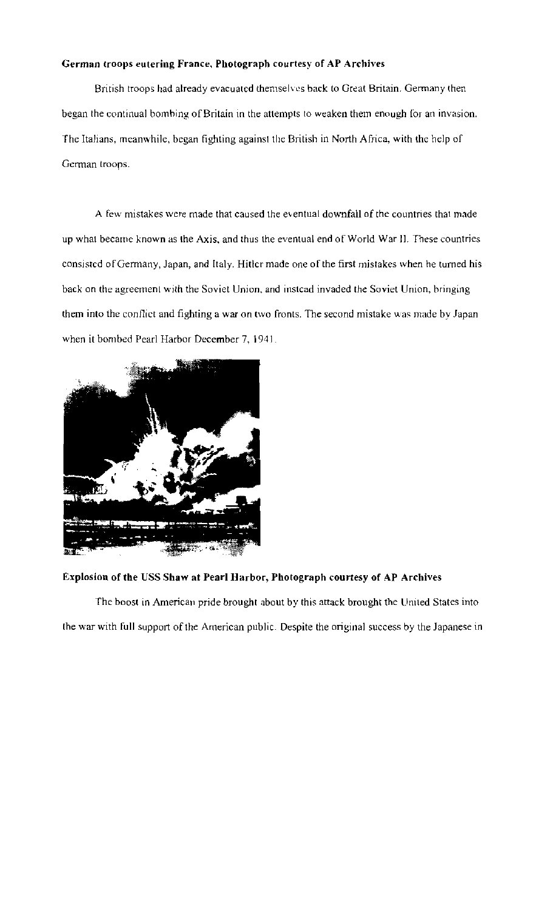**German troops entering France, Photograph courtesy of AP Archives**

British troops had already evacuated themselves back to Great Britain. Germany then began the continual bombing of Britain in the attempts to weaken them enough for an invasion. The Italians, meanwhile, began fighting against the British in North Africa, with the help of German troops.

A few mistakes were made that caused the eventual downfall of the countries that made up what became known as the Axis, and thus the eventual end of World War II. These countries consisted of Germany, Japan, and Italy. Hitler made one of the first mistakes when he turned his back on the agreement with the Soviet Union, and instead invaded the Soviet Union, bringing them into the conflict and fighting a war on two fronts. The second mistake was made by Japan when it bombed Pearl Harbor December 7, 1941.

**Explosion of the USS Shaw at Pearl Harbor, Photograph courtesy of AP Archives**

The boost in American pride brought about by this attack brought the United States into the war with full support of the American public. Despite the original success by the Japanese in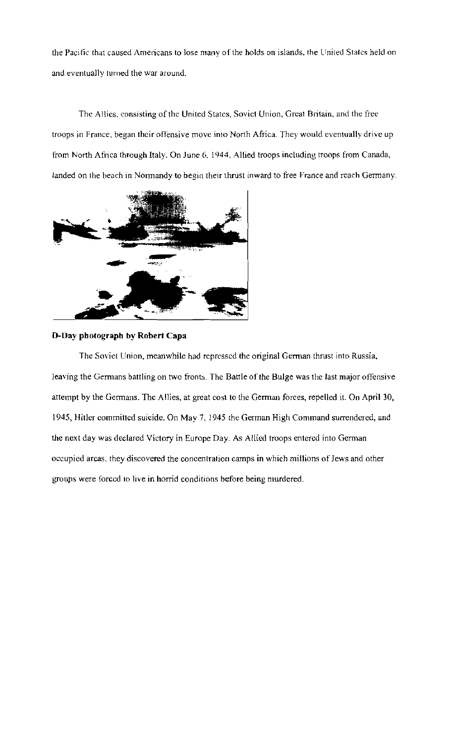the Pacific that caused Americans to lose many of the holds on islands, the United States held on and eventually turned the war around.

The Allies, consisting of the United States, Soviet Union, Great Britain, and the free troops in France, began their offensive move into North Africa. They would eventually drive up from North Africa through Italy. On June 6, 1944, Allied troops including troops from Canada, landed on the beach in Normandy to begin their thrust inward to free France and reach Germany.

**D-Day photograph by Robert Capa**

The Soviet Union, meanwhile had repressed the original German thrust into Russia, leaving the Germans battling on two fronts. The Battle of the Bulge was the last major offensive attempt by the Germans. The Allies, at great cost to the German forces, repelled it. On April 30, 1945, Hitler committed suicide. On May 7, 1945 the German High Command surrendered, and the next day was declared Victory in Europe Day. As Allied troops entered into German occupied areas, they discovered the concentration camps in which millions of Jews and other groups were forced to live in horrid conditions before being murdered.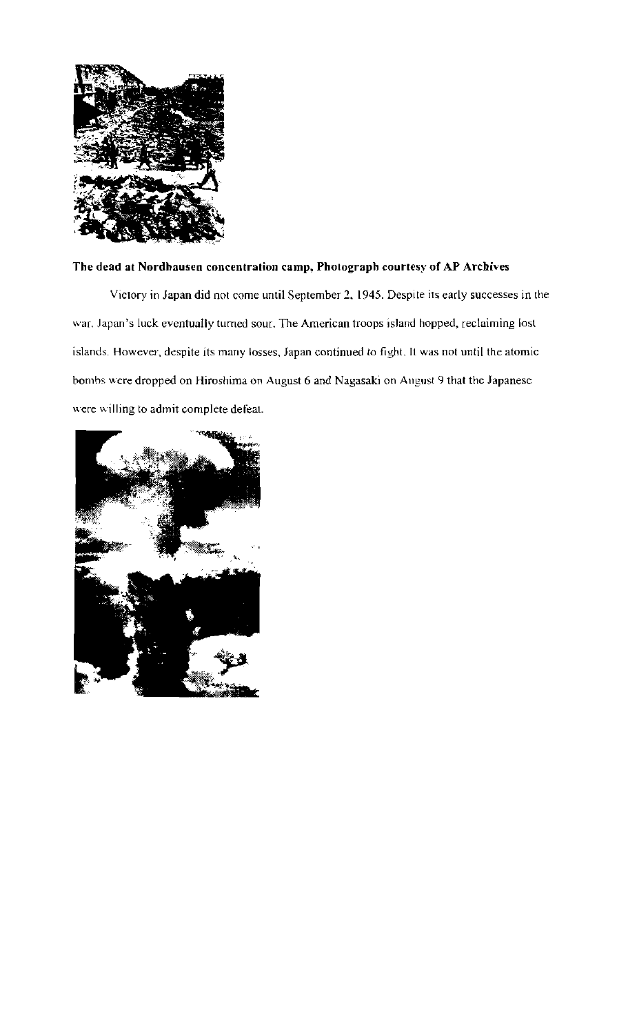**The dead at Nordhausen concentration camp, Photograph courtesy of AP Archives**

Victory in Japan did not come until September 2, 1945. Despite its early successes in the war, Japan's luck eventually turned sour. The American troops island hopped, reclaiming lost islands. However, despite its many losses, Japan continued to fight. It was not until the atomic bombs were dropped on Hiroshima on August 6 and Nagasaki on August 9 that the Japanese were willing to admit complete defeat.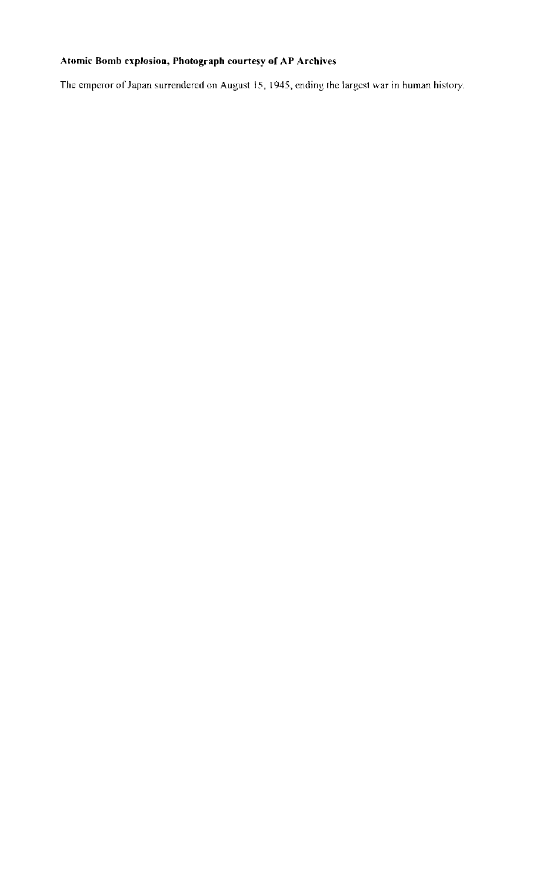**Atomic Bomb explosion, Photograph courtesy of AP Archives**

The emperor of Japan surrendered on August 15, 1945, ending the largest war in human history.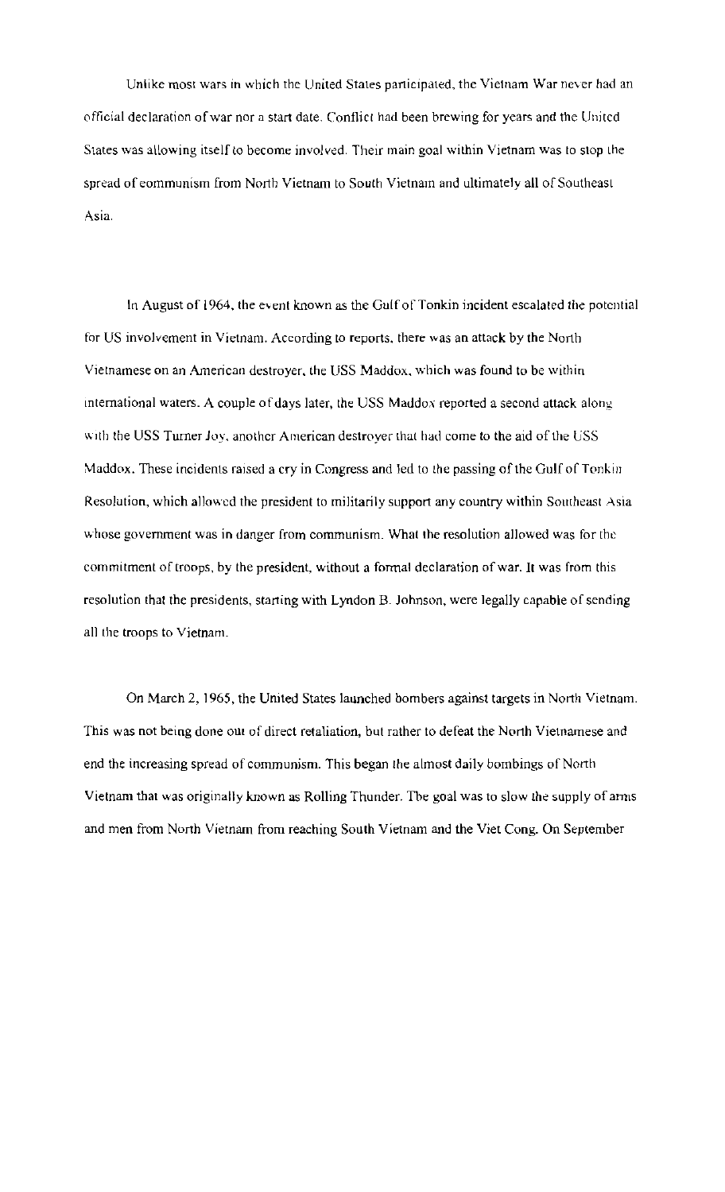Unlike most wars in which the United States participated, the Vietnam War never had an official declaration of war nor a start date. Conflict had been brewing for years and the United States was allowing itself to become involved. Their main goal within Vietnam was to stop the spread of communism from North Vietnam to South Vietnam and ultimately all of Southeast Asia.

In August of 1964, the event known as the Gulf of Tonkin incident escalated the potential for US involvement in Vietnam. According to reports, there was an attack by the North Vietnamese on an American destroyer, the USS Maddox, which was found to be within international waters. A couple of days later, the USS Maddox reported a second attack along with the USS Turner Joy, another American destroyer that had come to the aid of the USS Maddox. These incidents raised a cry in Congress and led to the passing of the Gulf of Tonkin Resolution, which allowed the president to militarily support any country within Southeast Asia whose government was in danger from communism. What the resolution allowed was for the commitment of troops, by the president, without a formal declaration of war. It was from this resolution that the presidents, starting with Lyndon B. Johnson, were legally capable of sending all the troops to Vietnam.

On March 2, 1965, the United States launched bombers against targets in North Vietnam. This was not being done out of direct retaliation, but rather to defeat the North Vietnamese and end the increasing spread of communism. This began the almost daily bombings of North Vietnam that was originally known as Rolling Thunder. The goal was to slow the supply of arms and men from North Vietnam from reaching South Vietnam and the Viet Cong. On September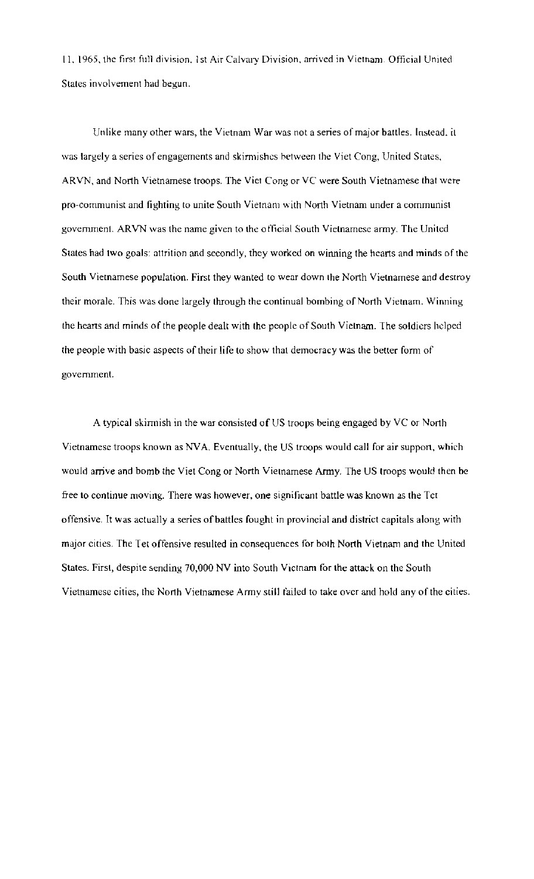11, 1965, the first full division, 1st Air Calvary Division, arrived in Vietnam. Official United States involvement had begun.

Unlike many other wars, the Vietnam War was not a series of major battles. Instead, it was largely a series of engagements and skirmishes between the Viet Cong, United States, ARVN, and North Vietnamese troops. The Viet Cong or VC were South Vietnamese that were pro-communist and fighting to unite South Vietnam with North Vietnam under a communist government. ARVN was the name given to the official South Vietnamese army. The United States had two goals: attrition and secondly, they worked on winning the hearts and minds of the South Vietnamese population. First they wanted to wear down the North Vietnamese and destroy their morale. This was done largely through the continual bombing of North Vietnam. Winning the hearts and minds of the people dealt with the people of South Vietnam. The soldiers helped the people with basic aspects of their life to show that democracy was the better form of government.

A typical skirmish in the war consisted of US troops being engaged by VC or North Vietnamese troops known as NVA. Eventually, the US troops would call for air support, which would arrive and bomb the Viet Cong or North Vietnamese Army. The US troops would then be free to continue moving. There was however, one significant battle was known as the Tet offensive. It was actually a series of battles fought in provincial and district capitals along with major cities. The Tet offensive resulted in consequences for both North Vietnam and the United States. First, despite sending 70,000 NV into South Vietnam for the attack on the South Vietnamese cities, the North Vietnamese Army still failed to take over and hold any of the cities.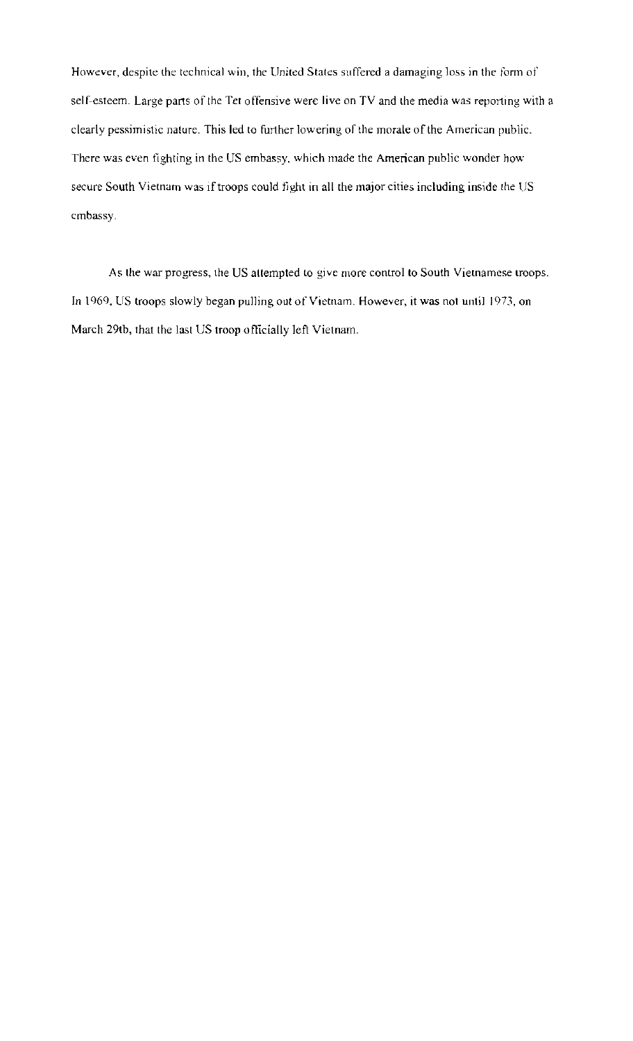However, despite the technical win, the United States suffered a damaging loss in the form of self-esteem. Large parts of the Tet offensive were live on TV and the media was reporting with a clearly pessimistic nature. This led to further lowering of the morale of the American public. There was even fighting in the US embassy, which made the American public wonder how secure South Vietnam was if troops could fight in all the major cities including inside the US embassy.

As the war progress, the US attempted to give more control to South Vietnamese troops. In 1969, US troops slowly began pulling out of Vietnam. However, it was not until 1973, on March 29tb, that the last US troop officially left Vietnam.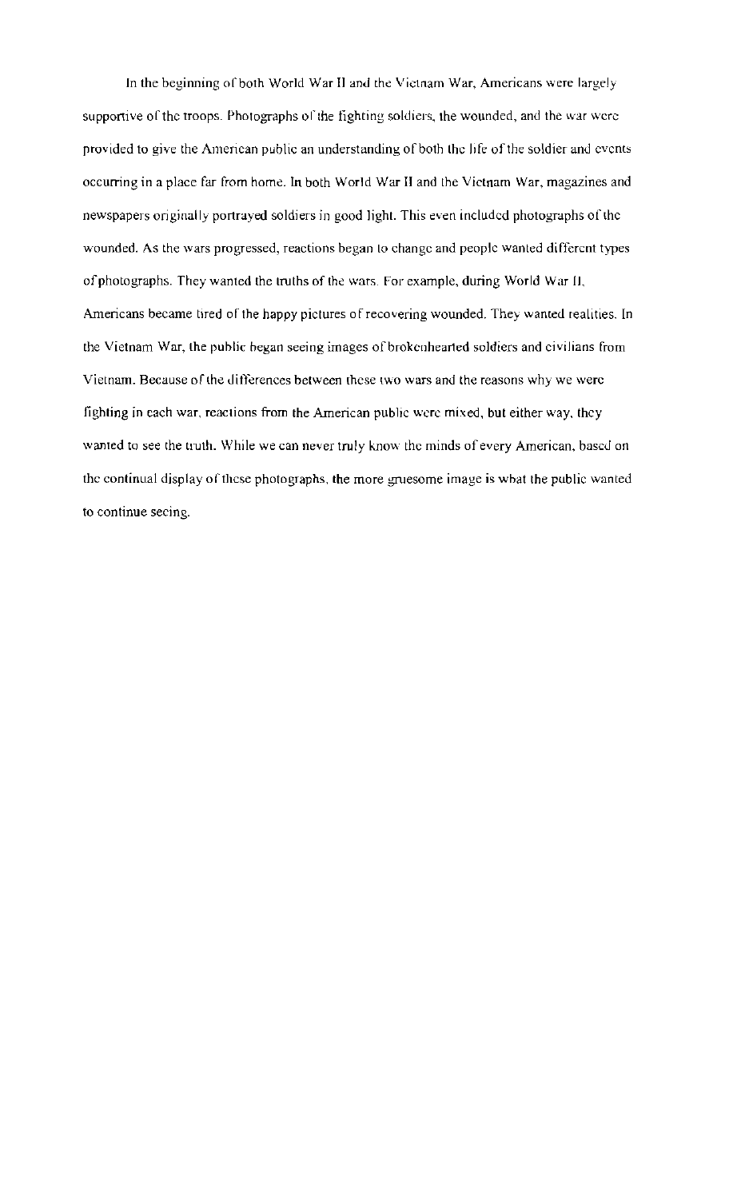In the beginning of both World War II and the Vietnam War, Americans were largely supportive of the troops. Photographs of the fighting soldiers, the wounded, and the war were provided to give the American public an understanding of both the life of the soldier and events occurring in a place far from home. In both World War II and the Vietnam War, magazines and newspapers originally portrayed soldiers in good light. This even included photographs of the wounded. As the wars progressed, reactions began to change and people wanted different types of photographs. They wanted the truths of the wars. For example, during World War II, Americans became tired of the happy pictures of recovering wounded. They wanted realities. In the Vietnam War, the public began seeing images of brokenhearted soldiers and civilians from Vietnam. Because of the differences between these two wars and the reasons why we were fighting in each war, reactions from the American public were mixed, but either way, they wanted to see the truth. While we can never truly know the minds of every American, based on the continual display of these photographs, the more gruesome image is what the public wanted to continue seeing.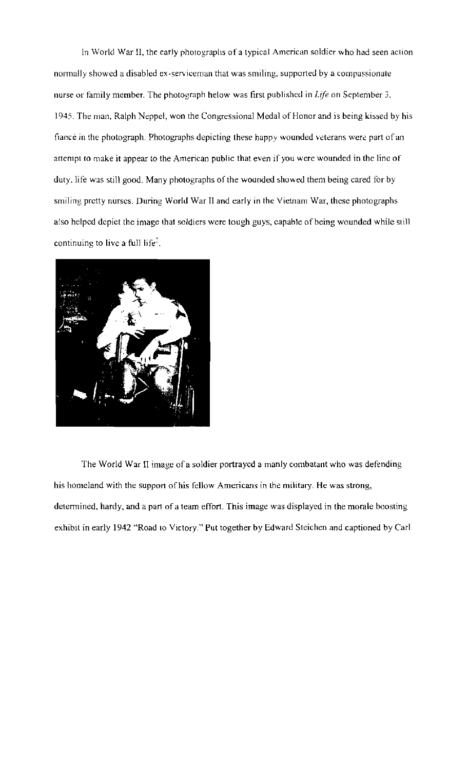In World War II, the early photographs of a typical American soldier who had seen action normally showed a disabled ex-serviceman that was smiling, supported by a compassionate nurse or family member. The photograph below was first published in *Life* on September 3, 1945. The man, Ralph Neppel, won the Congressional Medal of Honor and is being kissed by his fiancé in the photograph. Photographs depicting these happy wounded veterans were part of an attempt to make it appear to the American public that even if you were wounded in the line of duty, life was still good. Many photographs of the wounded showed them being cared for by smiling pretty nurses. During World War II and early in the Vietnam War, these photographs also helped depict the image that soldiers were tough guys, capable of being wounded while still continuing to live a full life[2].

The World War II image of a soldier portrayed a manly combatant who was defending his homeland with the support of his fellow Americans in the military. He was strong, determined, hardy, and a part of a team effort. This image was displayed in the morale boosting exhibit in early 1942 "Road to Victory." Put together by Edward Steichen and captioned by Carl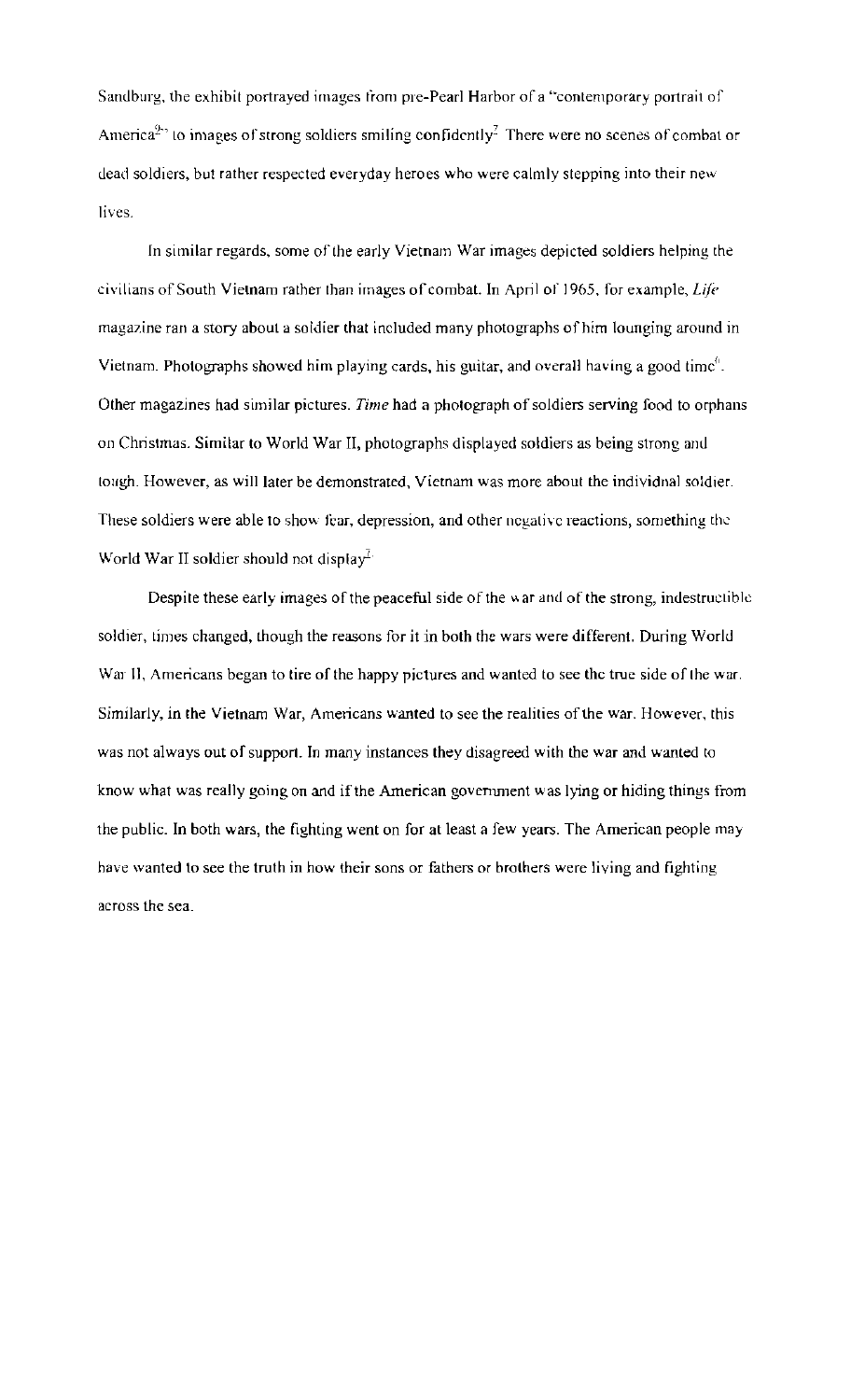Sandburg, the exhibit portrayed images from pre-Pearl Harbor of a "contemporary portrait of America[2]" to images of strong soldiers smiling confidently[7] There were no scenes of combat or dead soldiers, but rather respected everyday heroes who were calmly stepping into their new lives.

In similar regards, some of the early Vietnam War images depicted soldiers helping the civilians of South Vietnam rather than images of combat. In April of 1965, for example, *Life* magazine ran a story about a soldier that included many photographs of him lounging around in Vietnam. Photographs showed him playing cards, his guitar, and overall having a good time[6]. Other magazines had similar pictures. *Time* had a photograph of soldiers serving food to orphans on Christmas. Similar to World War II, photographs displayed soldiers as being strong and tough. However, as will later be demonstrated, Vietnam was more about the individual soldier. These soldiers were able to show fear, depression, and other negative reactions, something the World War II soldier should not display[7].

Despite these early images of the peaceful side of the war and of the strong, indestructible soldier, times changed, though the reasons for it in both the wars were different. During World War II, Americans began to tire of the happy pictures and wanted to see the true side of the war. Similarly, in the Vietnam War, Americans wanted to see the realities of the war. However, this was not always out of support. In many instances they disagreed with the war and wanted to know what was really going on and if the American government was lying or hiding things from the public. In both wars, the fighting went on for at least a few years. The American people may have wanted to see the truth in how their sons or fathers or brothers were living and fighting across the sea.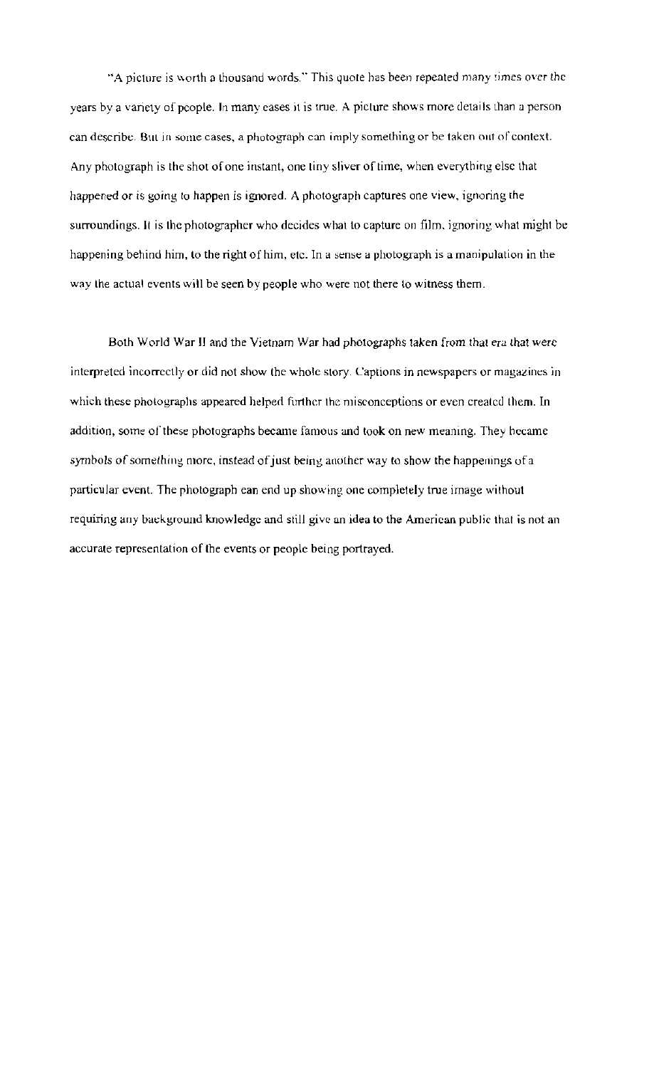"A picture is worth a thousand words." This quote has been repeated many times over the years by a variety of people. In many cases it is true. A picture shows more details than a person can describe. But in some cases, a photograph can imply something or be taken out of context. Any photograph is the shot of one instant, one tiny sliver of time, when everything else that happened or is going to happen is ignored. A photograph captures one view, ignoring the surroundings. It is the photographer who decides what to capture on film, ignoring what might be happening behind him, to the right of him, etc. In a sense a photograph is a manipulation in the way the actual events will be seen by people who were not there to witness them.

Both World War II and the Vietnam War had photographs taken from that era that were interpreted incorrectly or did not show the whole story. Captions in newspapers or magazines in which these photographs appeared helped further the misconceptions or even created them. In addition, some of these photographs became famous and took on new meaning. They became symbols of something more, instead of just being another way to show the happenings of a particular event. The photograph can end up showing one completely true image without requiring any background knowledge and still give an idea to the American public that is not an accurate representation of the events or people being portrayed.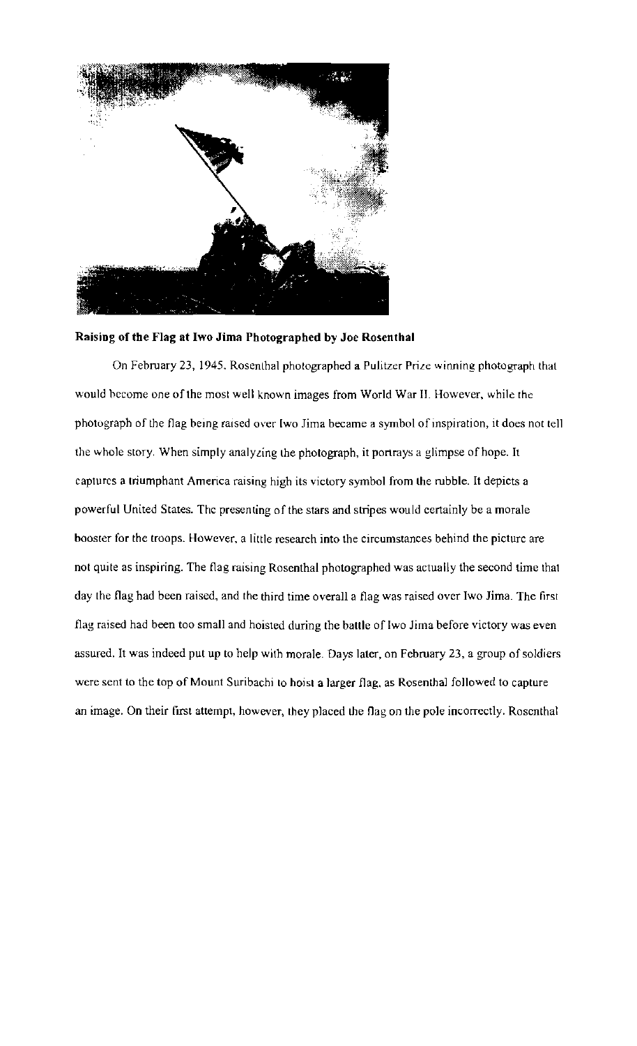**Raising of the Flag at Iwo Jima Photographed by Joe Rosenthal**

On February 23, 1945. Rosenthal photographed a Pulitzer Prize winning photograph that would become one of the most well known images from World War II. However, while the photograph of the flag being raised over Iwo Jima became a symbol of inspiration, it does not tell the whole story. When simply analyzing the photograph, it portrays a glimpse of hope. It captures a triumphant America raising high its victory symbol from the rubble. It depicts a powerful United States. The presenting of the stars and stripes would certainly be a morale booster for the troops. However, a little research into the circumstances behind the picture are not quite as inspiring. The flag raising Rosenthal photographed was actually the second time that day the flag had been raised, and the third time overall a flag was raised over Iwo Jima. The first flag raised had been too small and hoisted during the battle of Iwo Jima before victory was even assured. It was indeed put up to help with morale. Days later, on February 23, a group of soldiers were sent to the top of Mount Suribachi to hoist a larger flag, as Rosenthal followed to capture an image. On their first attempt, however, they placed the flag on the pole incorrectly. Rosenthal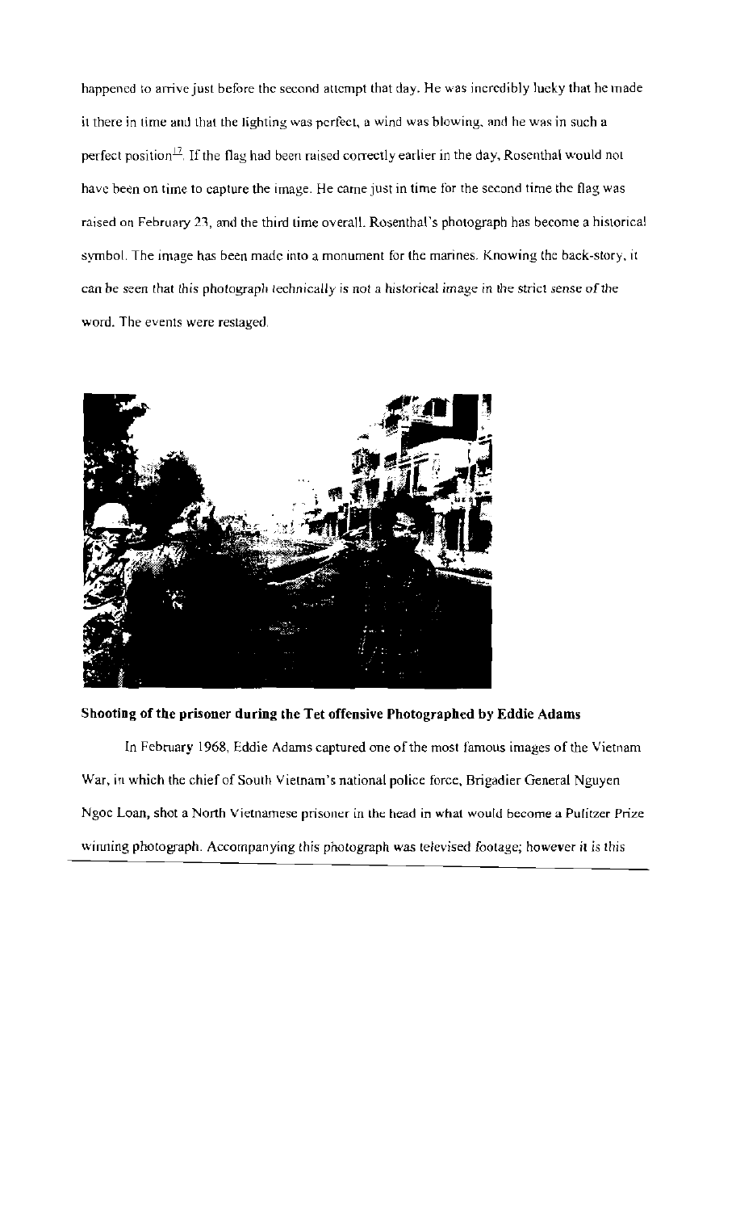happened to arrive just before the second attempt that day. He was incredibly lucky that he made it there in time and that the lighting was perfect, a wind was blowing, and he was in such a perfect position[17]. If the flag had been raised correctly earlier in the day, Rosenthal would not have been on time to capture the image. He came just in time for the second time the flag was raised on February 23, and the third time overall. Rosenthal's photograph has become a historical symbol. The image has been made into a monument for the marines. Knowing the back-story, it can be seen that this photograph technically is not a historical image in the strict sense of the word. The events were restaged.

**Shooting of the prisoner during the Tet offensive Photographed by Eddie Adams**

In February 1968, Eddie Adams captured one of the most famous images of the Vietnam War, in which the chief of South Vietnam's national police force, Brigadier General Nguyen Ngoc Loan, shot a North Vietnamese prisoner in the head in what would become a Pulitzer Prize winning photograph. Accompanying this photograph was televised footage; however it is this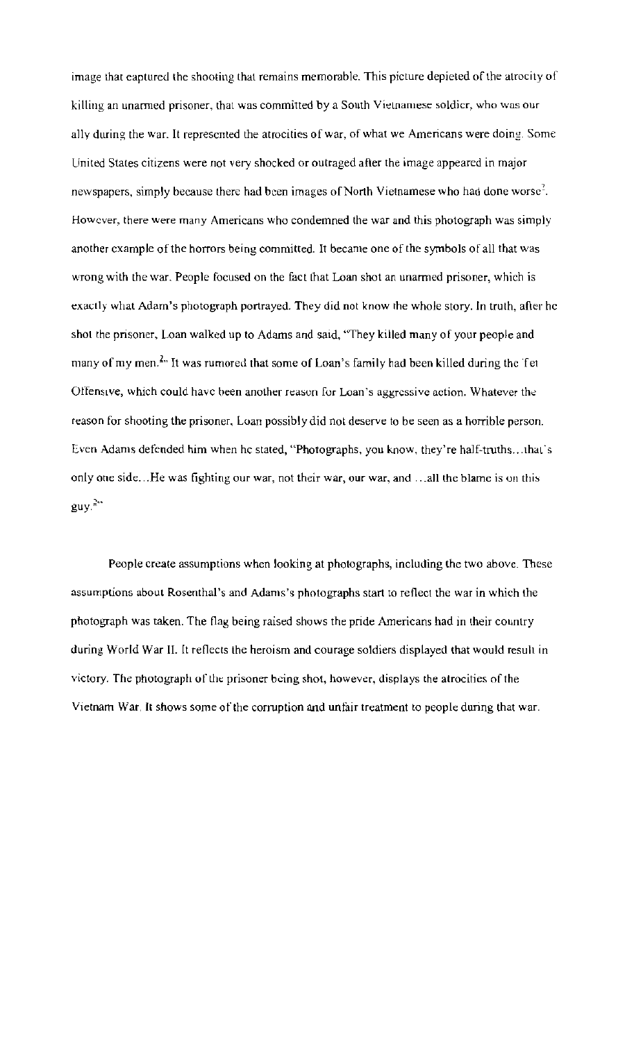image that captured the shooting that remains memorable. This picture depicted of the atrocity of killing an unarmed prisoner, that was committed by a South Vietnamese soldier, who was our ally during the war. It represented the atrocities of war, of what we Americans were doing. Some United States citizens were not very shocked or outraged after the image appeared in major newspapers, simply because there had been images of North Vietnamese who had done worse[2]. However, there were many Americans who condemned the war and this photograph was simply another example of the horrors being committed. It became one of the symbols of all that was wrong with the war. People focused on the fact that Loan shot an unarmed prisoner, which is exactly what Adam's photograph portrayed. They did not know the whole story. In truth, after he shot the prisoner, Loan walked up to Adams and said, "They killed many of your people and many of my men.[2]" It was rumored that some of Loan's family had been killed during the Tet Offensive, which could have been another reason for Loan's aggressive action. Whatever the reason for shooting the prisoner, Loan possibly did not deserve to be seen as a horrible person. Even Adams defended him when he stated, "Photographs, you know, they're half-truths…that's only one side…He was fighting our war, not their war, our war, and …all the blame is on this guy.[2]"

People create assumptions when looking at photographs, including the two above. These assumptions about Rosenthal's and Adams's photographs start to reflect the war in which the photograph was taken. The flag being raised shows the pride Americans had in their country during World War II. It reflects the heroism and courage soldiers displayed that would result in victory. The photograph of the prisoner being shot, however, displays the atrocities of the Vietnam War. It shows some of the corruption and unfair treatment to people during that war.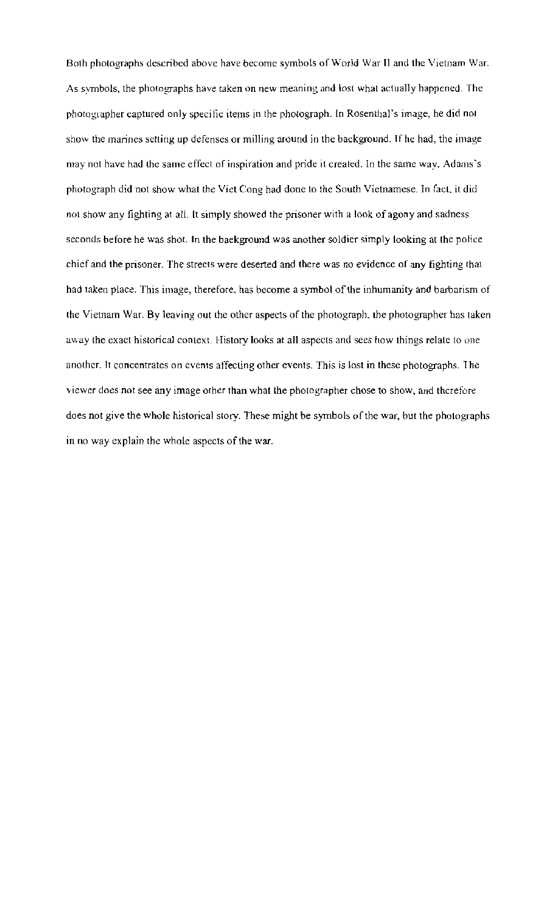Both photographs described above have become symbols of World War II and the Vietnam War. As symbols, the photographs have taken on new meaning and lost what actually happened. The photographer captured only specific items in the photograph. In Rosenthal's image, he did not show the marines setting up defenses or milling around in the background. If he had, the image may not have had the same effect of inspiration and pride it created. In the same way, Adams's photograph did not show what the Viet Cong had done to the South Vietnamese. In fact, it did not show any fighting at all. It simply showed the prisoner with a look of agony and sadness seconds before he was shot. In the background was another soldier simply looking at the police chief and the prisoner. The streets were deserted and there was no evidence of any fighting that had taken place. This image, therefore, has become a symbol of the inhumanity and barbarism of the Vietnam War. By leaving out the other aspects of the photograph, the photographer has taken away the exact historical context. History looks at all aspects and sees how things relate to one another. It concentrates on events affecting other events. This is lost in these photographs. The viewer does not see any image other than what the photographer chose to show, and therefore does not give the whole historical story. These might be symbols of the war, but the photographs in no way explain the whole aspects of the war.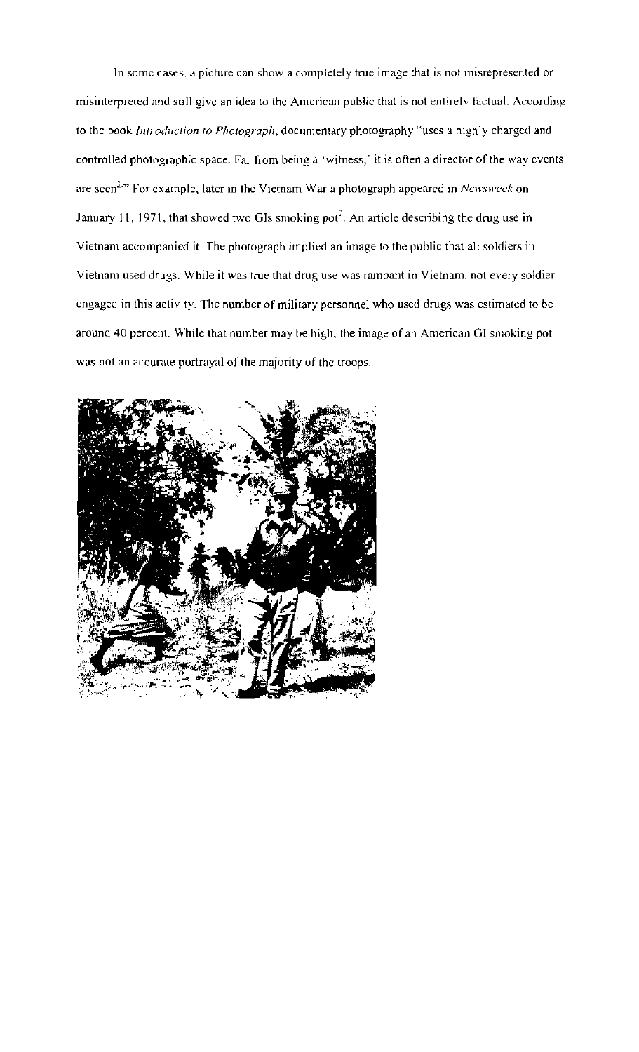In some cases, a picture can show a completely true image that is not misrepresented or misinterpreted and still give an idea to the American public that is not entirely factual. According to the book *Introduction to Photograph*, documentary photography "uses a highly charged and controlled photographic space. Far from being a 'witness,' it is often a director of the way events are seen[3]" For example, later in the Vietnam War a photograph appeared in *Newsweek* on January 11, 1971, that showed two GIs smoking pot[7]. An article describing the drug use in Vietnam accompanied it. The photograph implied an image to the public that all soldiers in Vietnam used drugs. While it was true that drug use was rampant in Vietnam, not every soldier engaged in this activity. The number of military personnel who used drugs was estimated to be around 40 percent. While that number may be high, the image of an American GI smoking pot was not an accurate portrayal of the majority of the troops.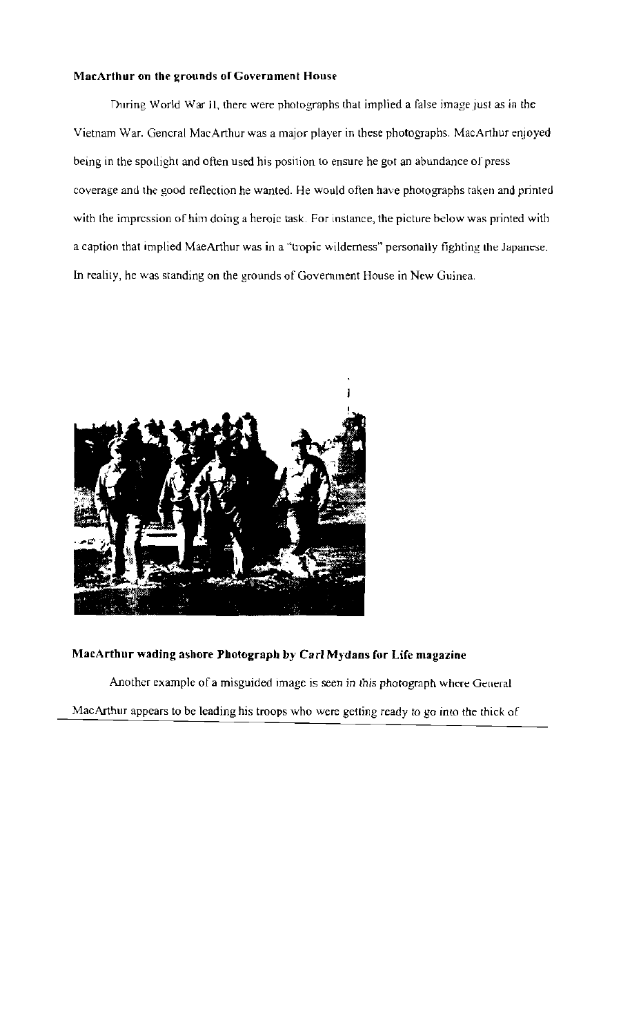**MacArthur on the grounds of Government House**

During World War II, there were photographs that implied a false image just as in the Vietnam War. General MacArthur was a major player in these photographs. MacArthur enjoyed being in the spotlight and often used his position to ensure he got an abundance of press coverage and the good reflection he wanted. He would often have photographs taken and printed with the impression of him doing a heroic task. For instance, the picture below was printed with a caption that implied MacArthur was in a "tropic wilderness" personally fighting the Japanese. In reality, he was standing on the grounds of Government House in New Guinea.

**MacArthur wading ashore Photograph by Carl Mydans for Life magazine**

Another example of a misguided image is seen in this photograph where General MacArthur appears to be leading his troops who were getting ready to go into the thick of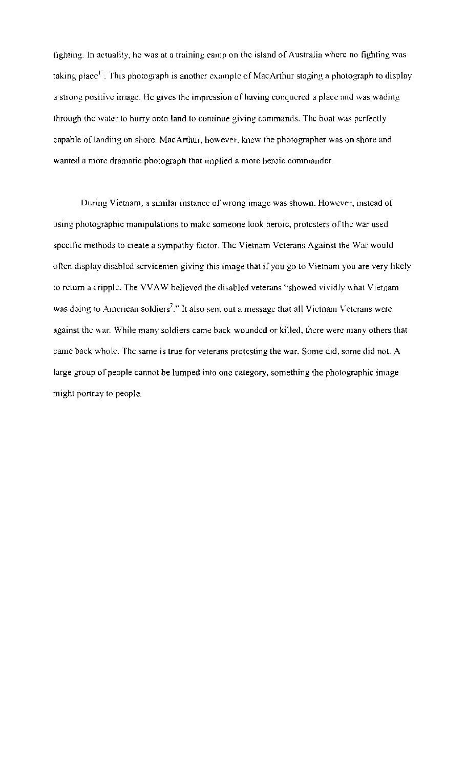fighting. In actuality, he was at a training camp on the island of Australia where no fighting was taking place[1?]. This photograph is another example of MacArthur staging a photograph to display a strong positive image. He gives the impression of having conquered a place and was wading through the water to hurry onto land to continue giving commands. The boat was perfectly capable of landing on shore. MacArthur, however, knew the photographer was on shore and wanted a more dramatic photograph that implied a more heroic commander.

During Vietnam, a similar instance of wrong image was shown. However, instead of using photographic manipulations to make someone look heroic, protesters of the war used specific methods to create a sympathy factor. The Vietnam Veterans Against the War would often display disabled servicemen giving this image that if you go to Vietnam you are very likely to return a cripple. The VVAW believed the disabled veterans "showed vividly what Vietnam was doing to American soldiers[7]." It also sent out a message that all Vietnam Veterans were against the war. While many soldiers came back wounded or killed, there were many others that came back whole. The same is true for veterans protesting the war. Some did, some did not. A large group of people cannot be lumped into one category, something the photographic image might portray to people.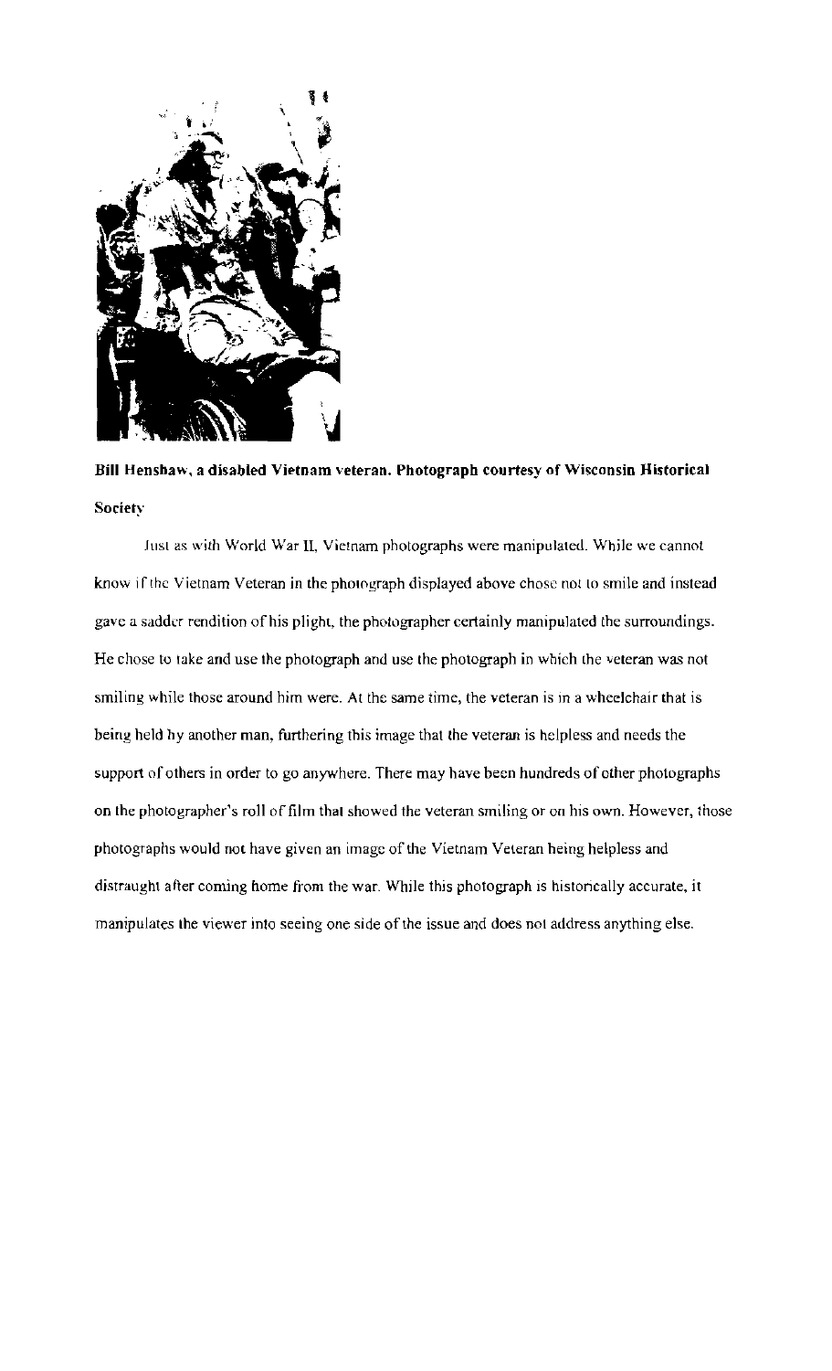**Bill Henshaw, a disabled Vietnam veteran. Photograph courtesy of Wisconsin Historical Society**

Just as with World War II, Vietnam photographs were manipulated. While we cannot know if the Vietnam Veteran in the photograph displayed above chose not to smile and instead gave a sadder rendition of his plight, the photographer certainly manipulated the surroundings. He chose to take and use the photograph and use the photograph in which the veteran was not smiling while those around him were. At the same time, the veteran is in a wheelchair that is being held by another man, furthering this image that the veteran is helpless and needs the support of others in order to go anywhere. There may have been hundreds of other photographs on the photographer's roll of film that showed the veteran smiling or on his own. However, those photographs would not have given an image of the Vietnam Veteran being helpless and distraught after coming home from the war. While this photograph is historically accurate, it manipulates the viewer into seeing one side of the issue and does not address anything else.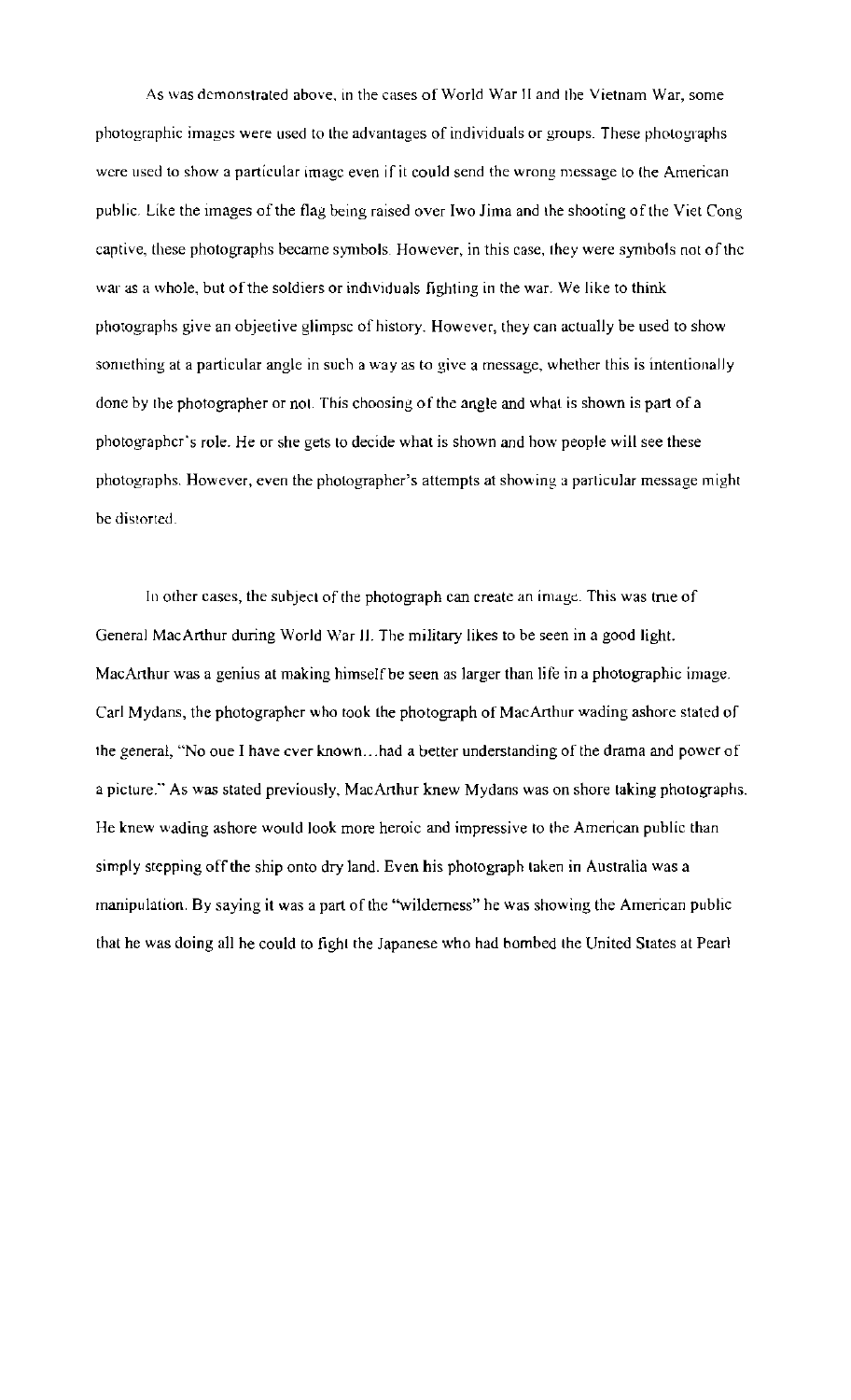As was demonstrated above, in the cases of World War II and the Vietnam War, some photographic images were used to the advantages of individuals or groups. These photographs were used to show a particular image even if it could send the wrong message to the American public. Like the images of the flag being raised over Iwo Jima and the shooting of the Viet Cong captive, these photographs became symbols. However, in this case, they were symbols not of the war as a whole, but of the soldiers or individuals fighting in the war. We like to think photographs give an objective glimpse of history. However, they can actually be used to show something at a particular angle in such a way as to give a message, whether this is intentionally done by the photographer or not. This choosing of the angle and what is shown is part of a photographer's role. He or she gets to decide what is shown and how people will see these photographs. However, even the photographer's attempts at showing a particular message might be distorted.

In other cases, the subject of the photograph can create an image. This was true of General MacArthur during World War II. The military likes to be seen in a good light. MacArthur was a genius at making himself be seen as larger than life in a photographic image. Carl Mydans, the photographer who took the photograph of MacArthur wading ashore stated of the general, "No one I have ever known…had a better understanding of the drama and power of a picture." As was stated previously, MacArthur knew Mydans was on shore taking photographs. He knew wading ashore would look more heroic and impressive to the American public than simply stepping off the ship onto dry land. Even his photograph taken in Australia was a manipulation. By saying it was a part of the "wilderness" he was showing the American public that he was doing all he could to fight the Japanese who had bombed the United States at Pearl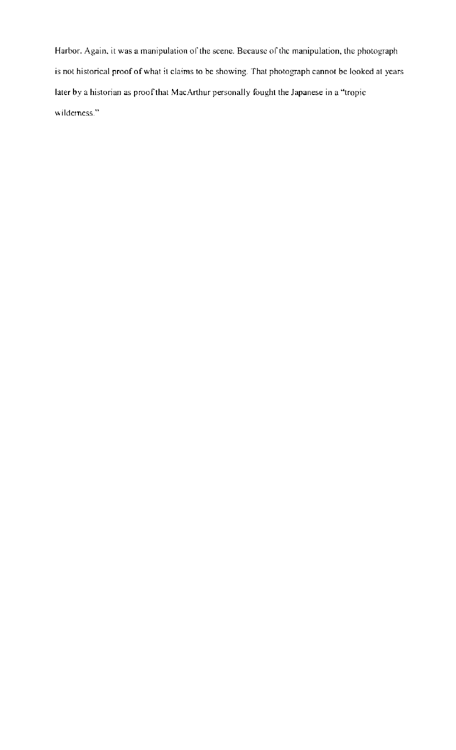Harbor. Again, it was a manipulation of the scene. Because of the manipulation, the photograph is not historical proof of what it claims to be showing. That photograph cannot be looked at years later by a historian as proof that MacArthur personally fought the Japanese in a "tropic wilderness."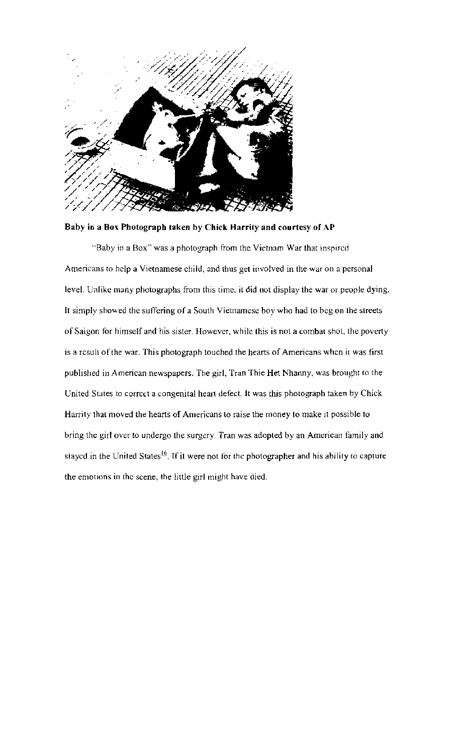**Baby in a Box Photograph taken by Chick Harrity and courtesy of AP**

"Baby in a Box" was a photograph from the Vietnam War that inspired Americans to help a Vietnamese child, and thus get involved in the war on a personal level. Unlike many photographs from this time, it did not display the war or people dying. It simply showed the suffering of a South Vietnamese boy who had to beg on the streets of Saigon for himself and his sister. However, while this is not a combat shot, the poverty is a result of the war. This photograph touched the hearts of Americans when it was first published in American newspapers. The girl, Tran Thie Het Nhanny, was brought to the United States to correct a congenital heart defect. It was this photograph taken by Chick Harrity that moved the hearts of Americans to raise the money to make it possible to bring the girl over to undergo the surgery. Tran was adopted by an American family and stayed in the United States[16]. If it were not for the photographer and his ability to capture the emotions in the scene, the little girl might have died.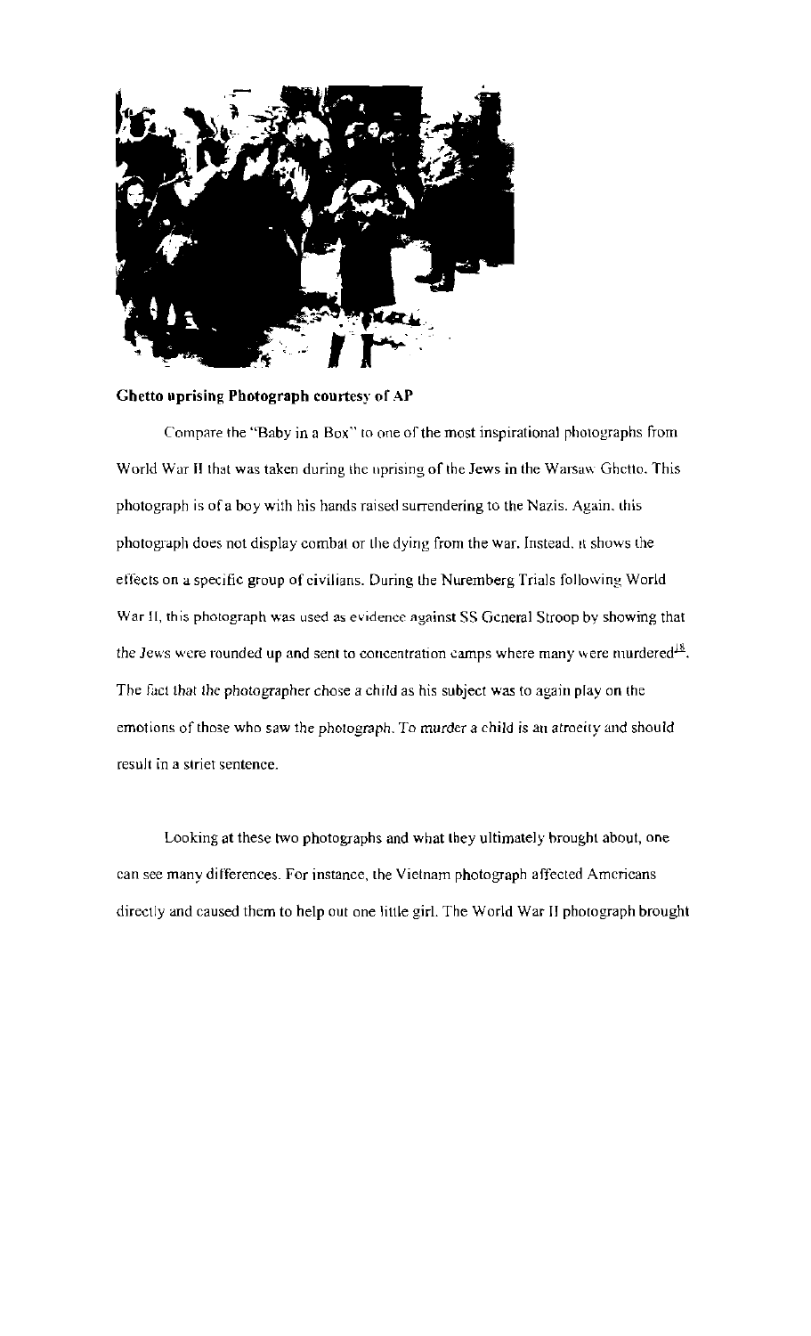**Ghetto uprising Photograph courtesy of AP**

Compare the "Baby in a Box" to one of the most inspirational photographs from World War II that was taken during the uprising of the Jews in the Warsaw Ghetto. This photograph is of a boy with his hands raised surrendering to the Nazis. Again, this photograph does not display combat or the dying from the war. Instead, it shows the effects on a specific group of civilians. During the Nuremberg Trials following World War II, this photograph was used as evidence against SS General Stroop by showing that the Jews were rounded up and sent to concentration camps where many were murdered[18]. The fact that the photographer chose a child as his subject was to again play on the emotions of those who saw the photograph. To murder a child is an atrocity and should result in a strict sentence.

Looking at these two photographs and what they ultimately brought about, one can see many differences. For instance, the Vietnam photograph affected Americans directly and caused them to help out one little girl. The World War II photograph brought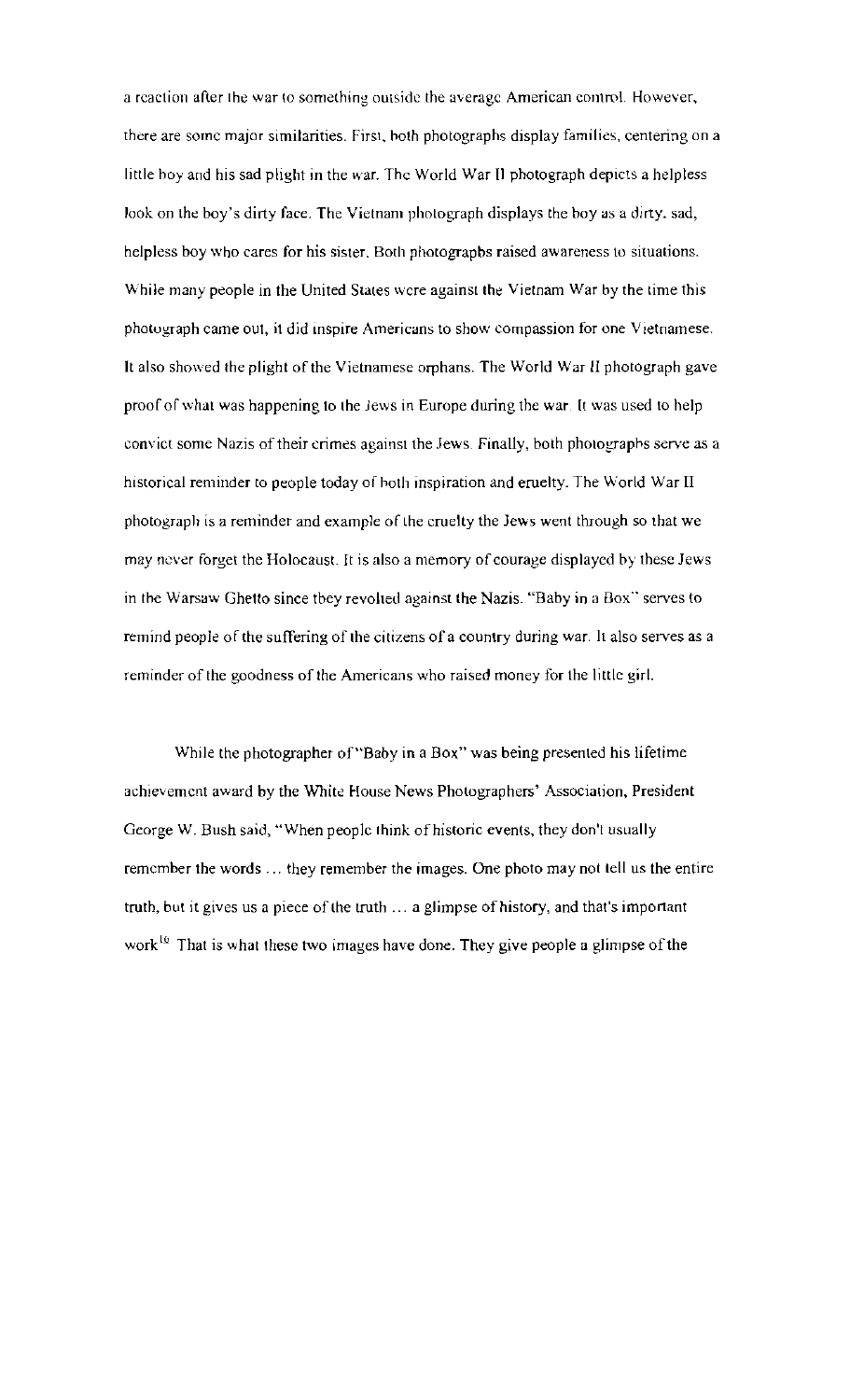a reaction after the war to something outside the average American control. However, there are some major similarities. First, both photographs display families, centering on a little boy and his sad plight in the war. The World War II photograph depicts a helpless look on the boy's dirty face. The Vietnam photograph displays the boy as a dirty, sad, helpless boy who cares for his sister. Both photographs raised awareness to situations. While many people in the United States were against the Vietnam War by the time this photograph came out, it did inspire Americans to show compassion for one Vietnamese. It also showed the plight of the Vietnamese orphans. The World War II photograph gave proof of what was happening to the Jews in Europe during the war. It was used to help convict some Nazis of their crimes against the Jews. Finally, both photographs serve as a historical reminder to people today of both inspiration and cruelty. The World War II photograph is a reminder and example of the cruelty the Jews went through so that we may never forget the Holocaust. It is also a memory of courage displayed by these Jews in the Warsaw Ghetto since they revolted against the Nazis. "Baby in a Box" serves to remind people of the suffering of the citizens of a country during war. It also serves as a reminder of the goodness of the Americans who raised money for the little girl.

While the photographer of "Baby in a Box" was being presented his lifetime achievement award by the White House News Photographers' Association, President George W. Bush said, "When people think of historic events, they don't usually remember the words ... they remember the images. One photo may not tell us the entire truth, but it gives us a piece of the truth ... a glimpse of history, and that's important work[16] That is what these two images have done. They give people a glimpse of the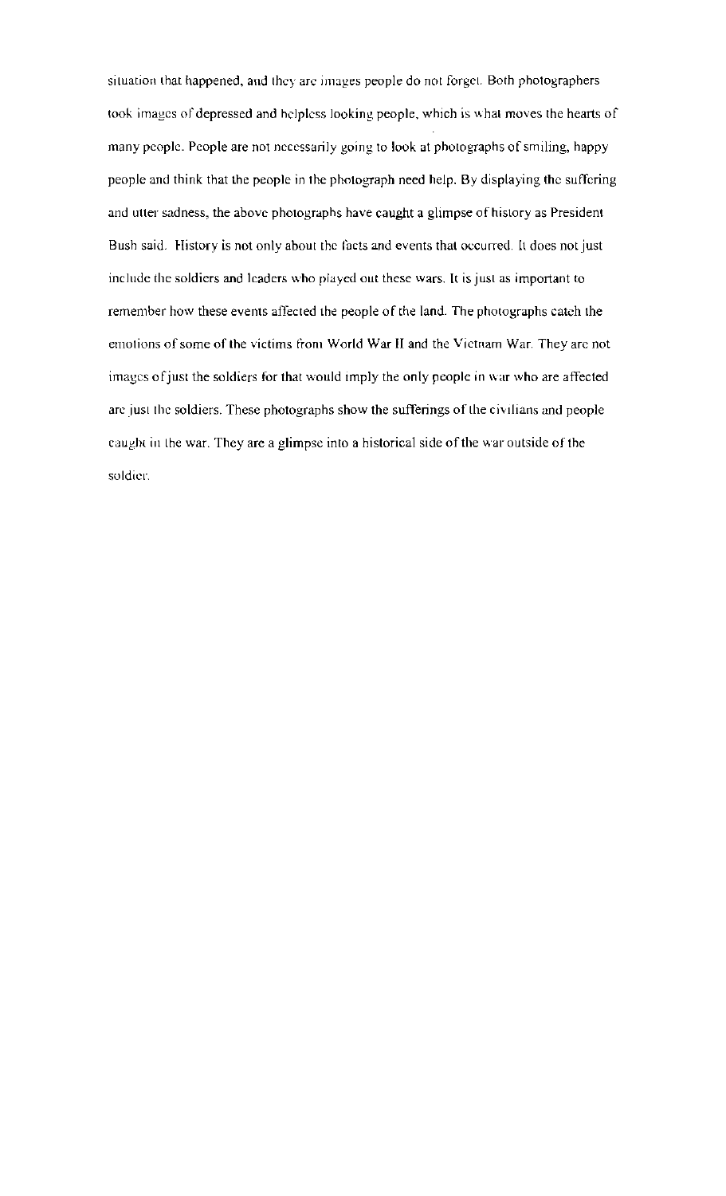situation that happened, and they are images people do not forget. Both photographers took images of depressed and helpless looking people, which is what moves the hearts of many people. People are not necessarily going to look at photographs of smiling, happy people and think that the people in the photograph need help. By displaying the suffering and utter sadness, the above photographs have caught a glimpse of history as President Bush said. History is not only about the facts and events that occurred. It does not just include the soldiers and leaders who played out these wars. It is just as important to remember how these events affected the people of the land. The photographs catch the emotions of some of the victims from World War II and the Vietnam War. They are not images of just the soldiers for that would imply the only people in war who are affected are just the soldiers. These photographs show the sufferings of the civilians and people caught in the war. They are a glimpse into a historical side of the war outside of the soldier.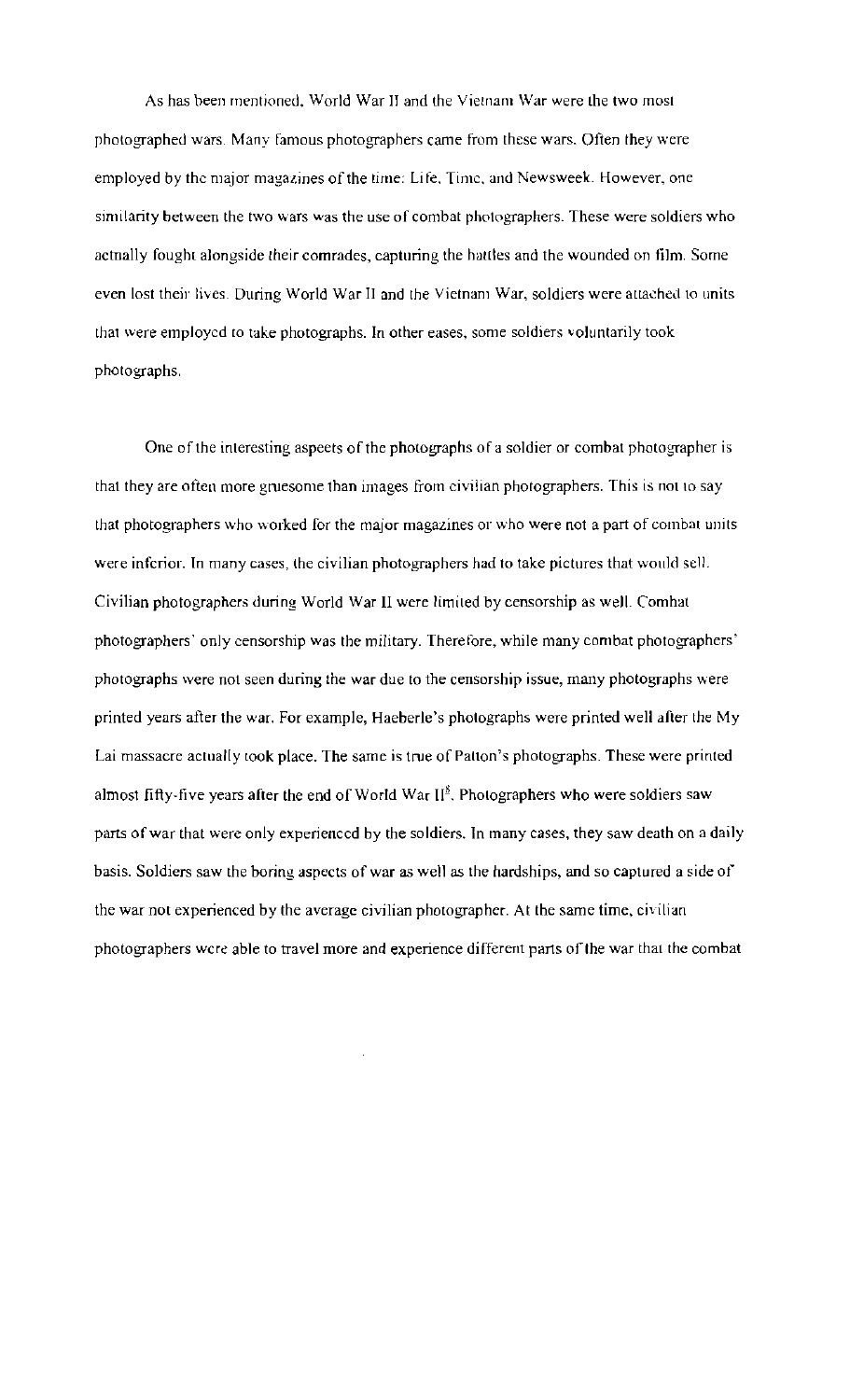As has been mentioned, World War II and the Vietnam War were the two most photographed wars. Many famous photographers came from these wars. Often they were employed by the major magazines of the time: Life, Time, and Newsweek. However, one similarity between the two wars was the use of combat photographers. These were soldiers who actually fought alongside their comrades, capturing the battles and the wounded on film. Some even lost their lives. During World War II and the Vietnam War, soldiers were attached to units that were employed to take photographs. In other cases, some soldiers voluntarily took photographs.

One of the interesting aspects of the photographs of a soldier or combat photographer is that they are often more gruesome than images from civilian photographers. This is not to say that photographers who worked for the major magazines or who were not a part of combat units were inferior. In many cases, the civilian photographers had to take pictures that would sell. Civilian photographers during World War II were limited by censorship as well. Combat photographers' only censorship was the military. Therefore, while many combat photographers' photographs were not seen during the war due to the censorship issue, many photographs were printed years after the war. For example, Haeberle's photographs were printed well after the My Lai massacre actually took place. The same is true of Patton's photographs. These were printed almost fifty-five years after the end of World War II[8]. Photographers who were soldiers saw parts of war that were only experienced by the soldiers. In many cases, they saw death on a daily basis. Soldiers saw the boring aspects of war as well as the hardships, and so captured a side of the war not experienced by the average civilian photographer. At the same time, civilian photographers were able to travel more and experience different parts of the war that the combat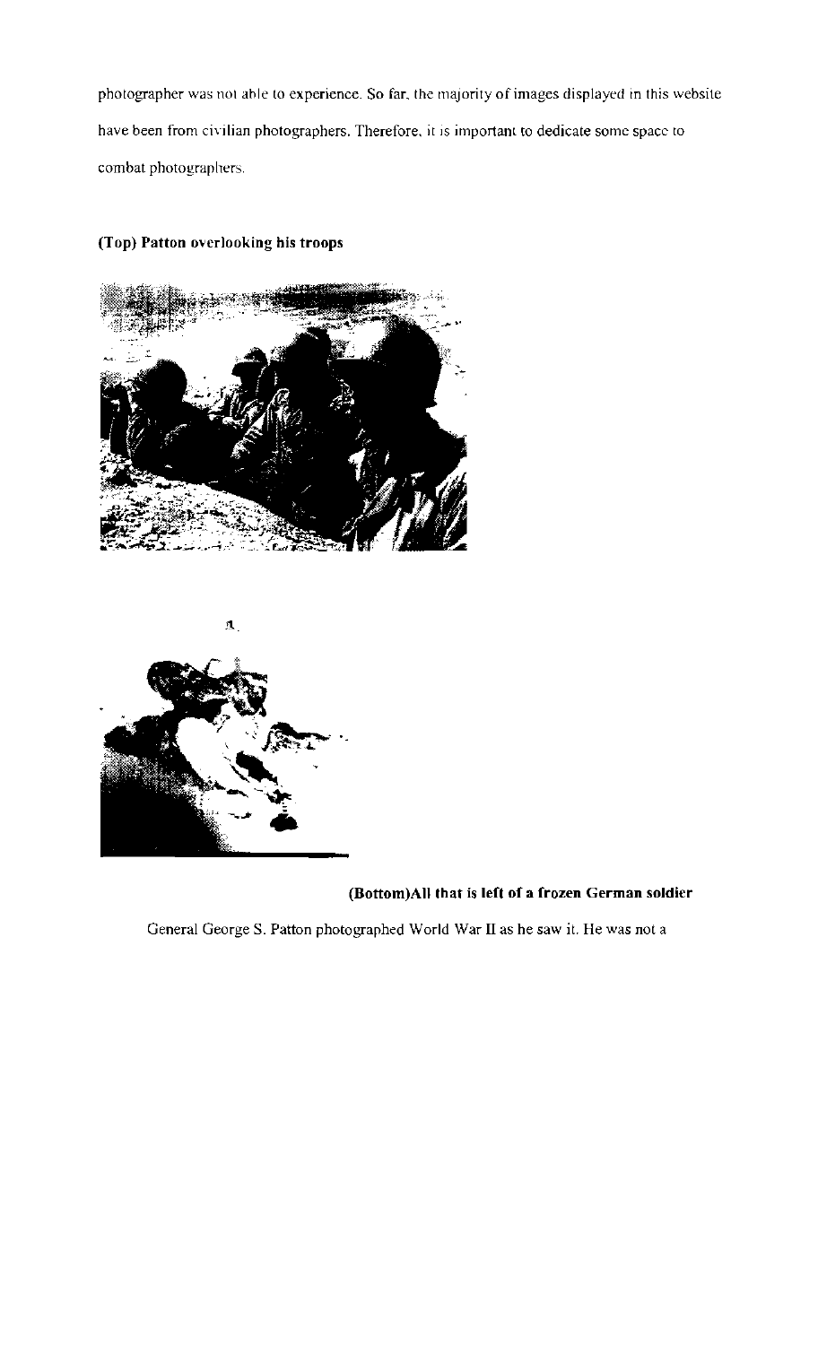photographer was not able to experience. So far, the majority of images displayed in this website have been from civilian photographers. Therefore, it is important to dedicate some space to combat photographers.

**(Top) Patton overlooking his troops**

**(Bottom)All that is left of a frozen German soldier**

General George S. Patton photographed World War II as he saw it. He was not a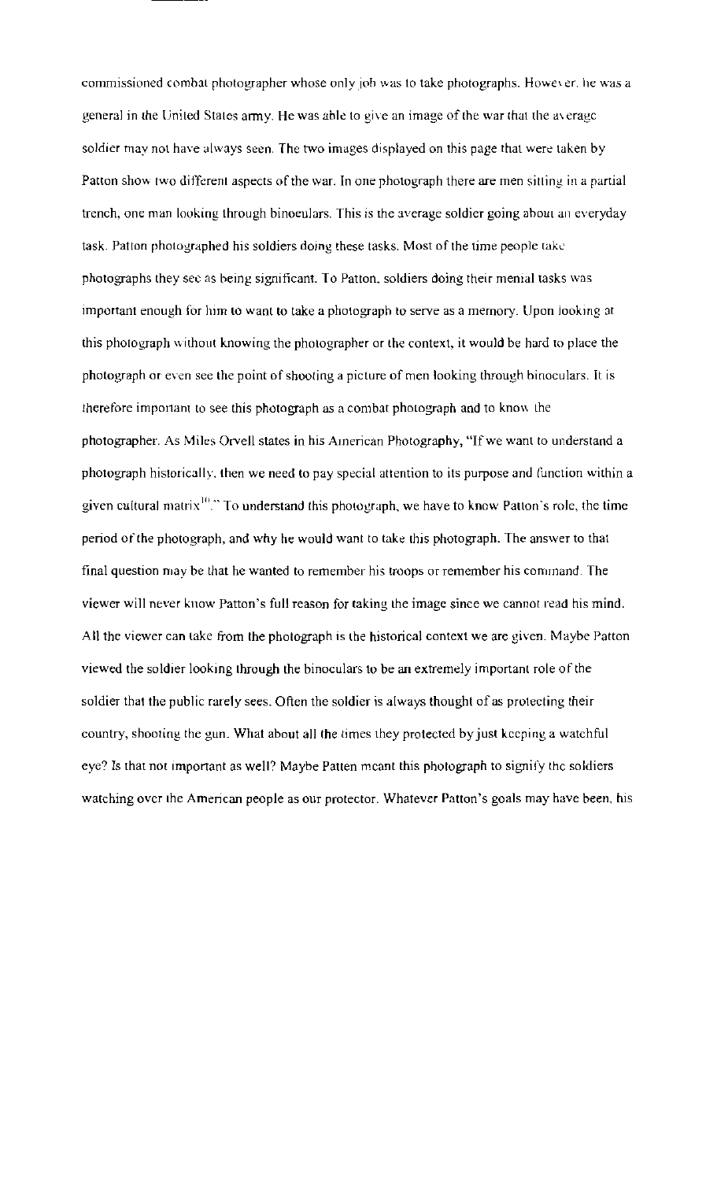commissioned combat photographer whose only job was to take photographs. However, he was a general in the United States army. He was able to give an image of the war that the average soldier may not have always seen. The two images displayed on this page that were taken by Patton show two different aspects of the war. In one photograph there are men sitting in a partial trench, one man looking through binoculars. This is the average soldier going about an everyday task. Patton photographed his soldiers doing these tasks. Most of the time people take photographs they see as being significant. To Patton, soldiers doing their menial tasks was important enough for him to want to take a photograph to serve as a memory. Upon looking at this photograph without knowing the photographer or the context, it would be hard to place the photograph or even see the point of shooting a picture of men looking through binoculars. It is therefore important to see this photograph as a combat photograph and to know the photographer. As Miles Orvell states in his American Photography, "If we want to understand a photograph historically, then we need to pay special attention to its purpose and function within a given cultural matrix[10]." To understand this photograph, we have to know Patton's role, the time period of the photograph, and why he would want to take this photograph. The answer to that final question may be that he wanted to remember his troops or remember his command. The viewer will never know Patton's full reason for taking the image since we cannot read his mind. All the viewer can take from the photograph is the historical context we are given. Maybe Patton viewed the soldier looking through the binoculars to be an extremely important role of the soldier that the public rarely sees. Often the soldier is always thought of as protecting their country, shooting the gun. What about all the times they protected by just keeping a watchful eye? Is that not important as well? Maybe Patten meant this photograph to signify the soldiers watching over the American people as our protector. Whatever Patton's goals may have been, his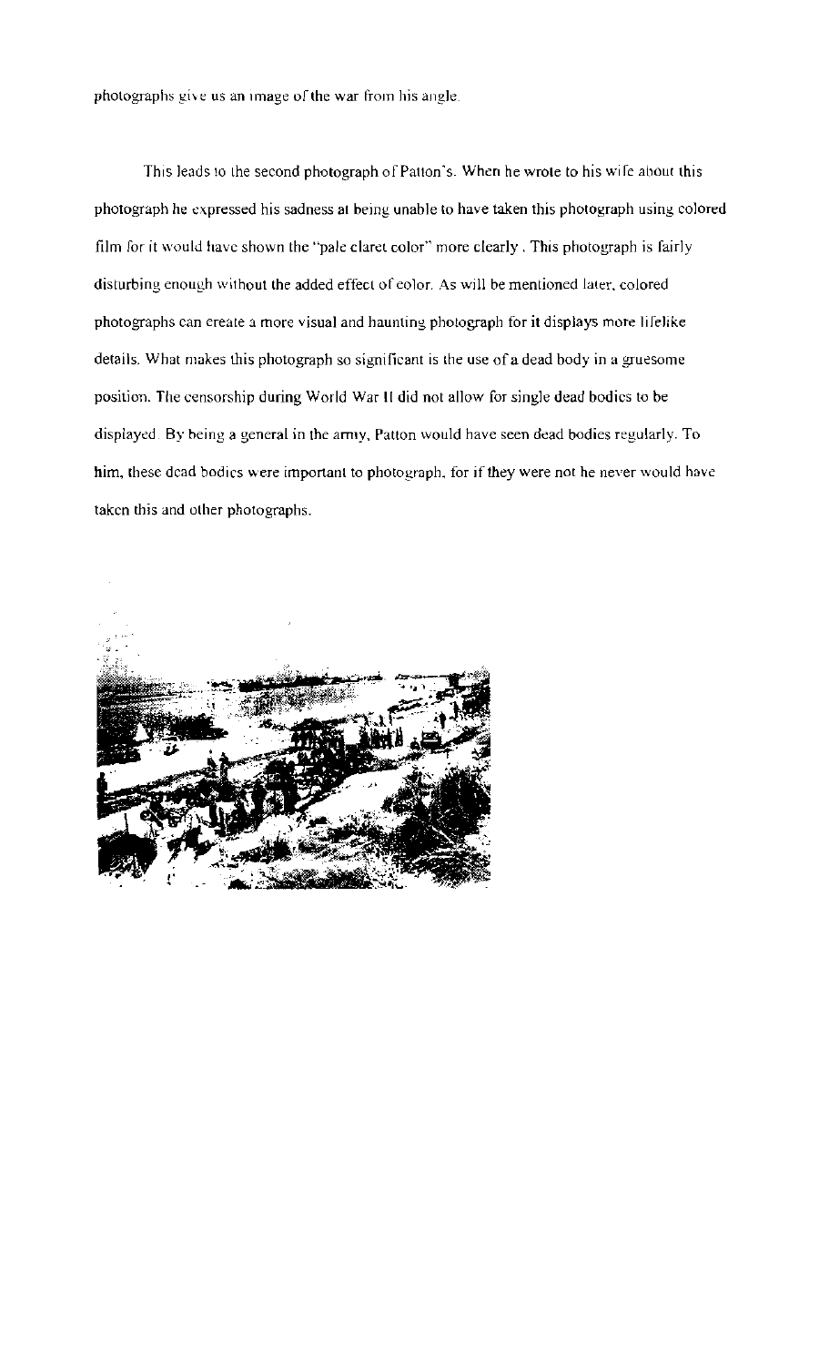photographs give us an image of the war from his angle.

This leads to the second photograph of Patton's. When he wrote to his wife about this photograph he expressed his sadness at being unable to have taken this photograph using colored film for it would have shown the "pale claret color" more clearly. This photograph is fairly disturbing enough without the added effect of color. As will be mentioned later, colored photographs can create a more visual and haunting photograph for it displays more lifelike details. What makes this photograph so significant is the use of a dead body in a gruesome position. The censorship during World War II did not allow for single dead bodies to be displayed. By being a general in the army, Patton would have seen dead bodies regularly. To him, these dead bodies were important to photograph, for if they were not he never would have taken this and other photographs.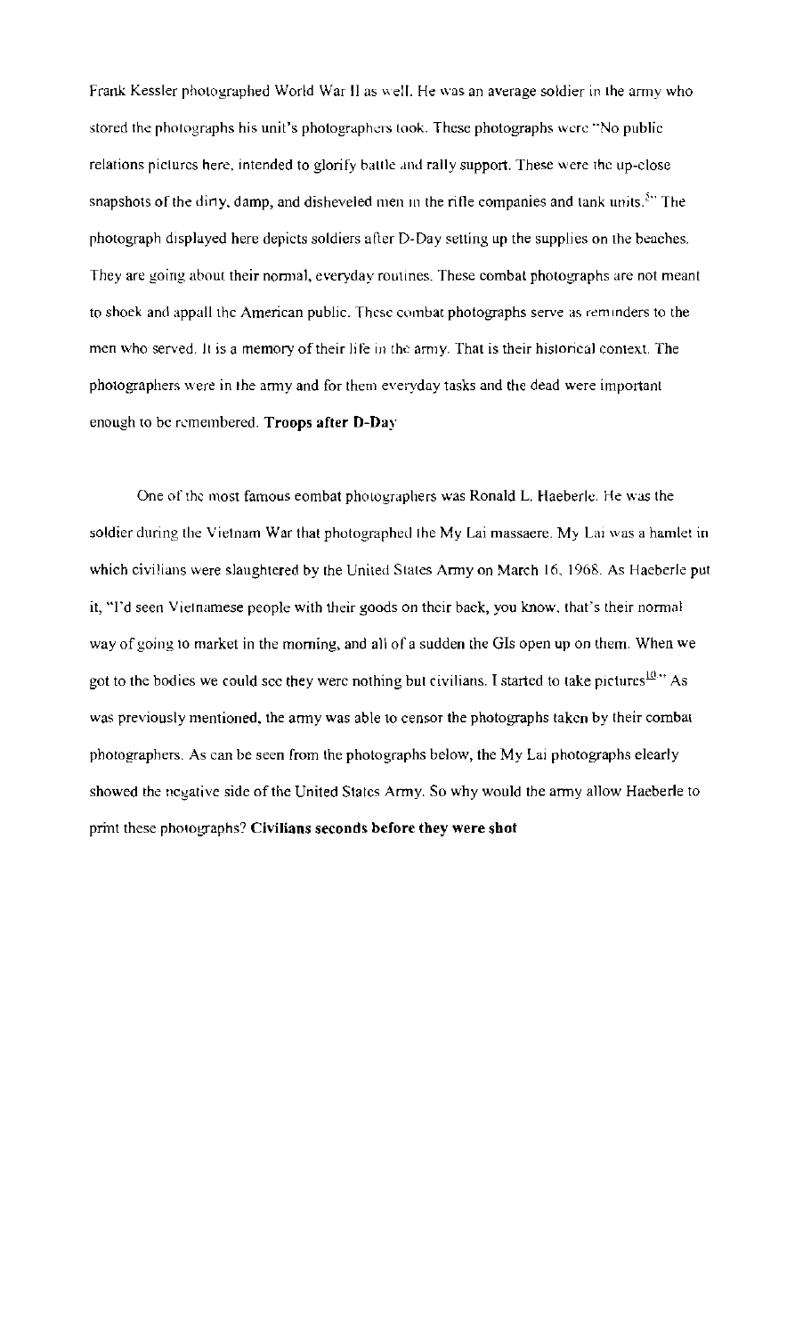Frank Kessler photographed World War II as well. He was an average soldier in the army who stored the photographs his unit's photographers took. These photographs were "No public relations pictures here, intended to glorify battle and rally support. These were the up-close snapshots of the dirty, damp, and disheveled men in the rifle companies and tank units.[5]" The photograph displayed here depicts soldiers after D-Day setting up the supplies on the beaches. They are going about their normal, everyday routines. These combat photographs are not meant to shock and appall the American public. These combat photographs serve as reminders to the men who served. It is a memory of their life in the army. That is their historical context. The photographers were in the army and for them everyday tasks and the dead were important enough to be remembered. **Troops after D-Day**

One of the most famous combat photographers was Ronald L. Haeberle. He was the soldier during the Vietnam War that photographed the My Lai massacre. My Lai was a hamlet in which civilians were slaughtered by the United States Army on March 16, 1968. As Haeberle put it, "I'd seen Vietnamese people with their goods on their back, you know, that's their normal way of going to market in the morning, and all of a sudden the GIs open up on them. When we got to the bodies we could see they were nothing but civilians. I started to take pictures[10]." As was previously mentioned, the army was able to censor the photographs taken by their combat photographers. As can be seen from the photographs below, the My Lai photographs clearly showed the negative side of the United States Army. So why would the army allow Haeberle to print these photographs? **Civilians seconds before they were shot**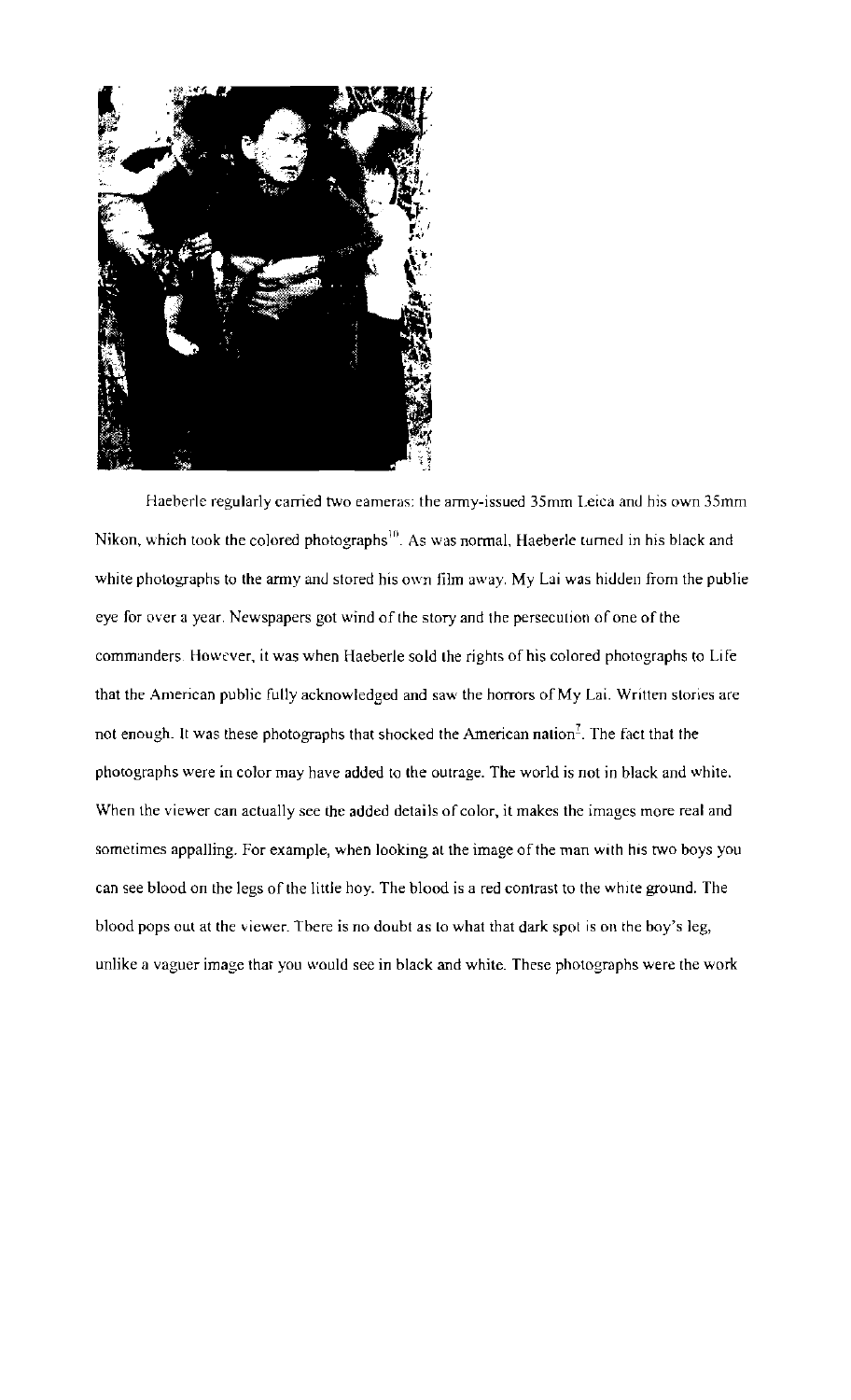Haeberle regularly carried two cameras: the army-issued 35mm Leica and his own 35mm Nikon, which took the colored photographs[10]. As was normal, Haeberle turned in his black and white photographs to the army and stored his own film away. My Lai was hidden from the public eye for over a year. Newspapers got wind of the story and the persecution of one of the commanders. However, it was when Haeberle sold the rights of his colored photographs to Life that the American public fully acknowledged and saw the horrors of My Lai. Written stories are not enough. It was these photographs that shocked the American nation[7]. The fact that the photographs were in color may have added to the outrage. The world is not in black and white. When the viewer can actually see the added details of color, it makes the images more real and sometimes appalling. For example, when looking at the image of the man with his two boys you can see blood on the legs of the little boy. The blood is a red contrast to the white ground. The blood pops out at the viewer. There is no doubt as to what that dark spot is on the boy's leg, unlike a vaguer image that you would see in black and white. These photographs were the work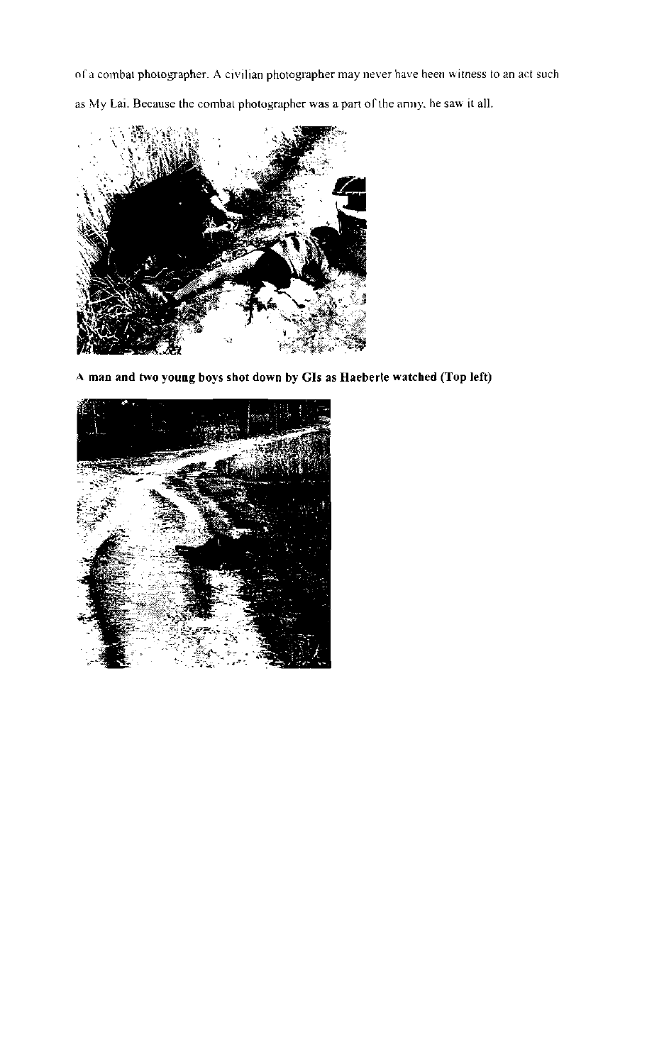of a combat photographer. A civilian photographer may never have been witness to an act such as My Lai. Because the combat photographer was a part of the army, he saw it all.

**A man and two young boys shot down by GIs as Haeberle watched (Top left)**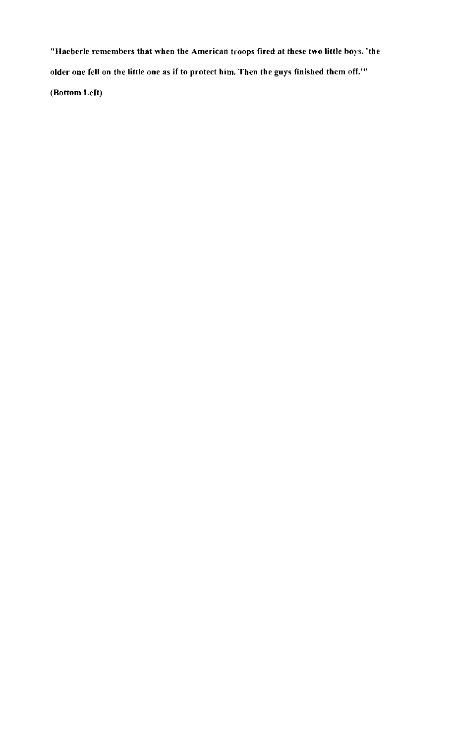**"Haeberle remembers that when the American troops fired at these two little boys, 'the older one fell on the little one as if to protect him. Then the guys finished them off.'"**

**(Bottom Left)**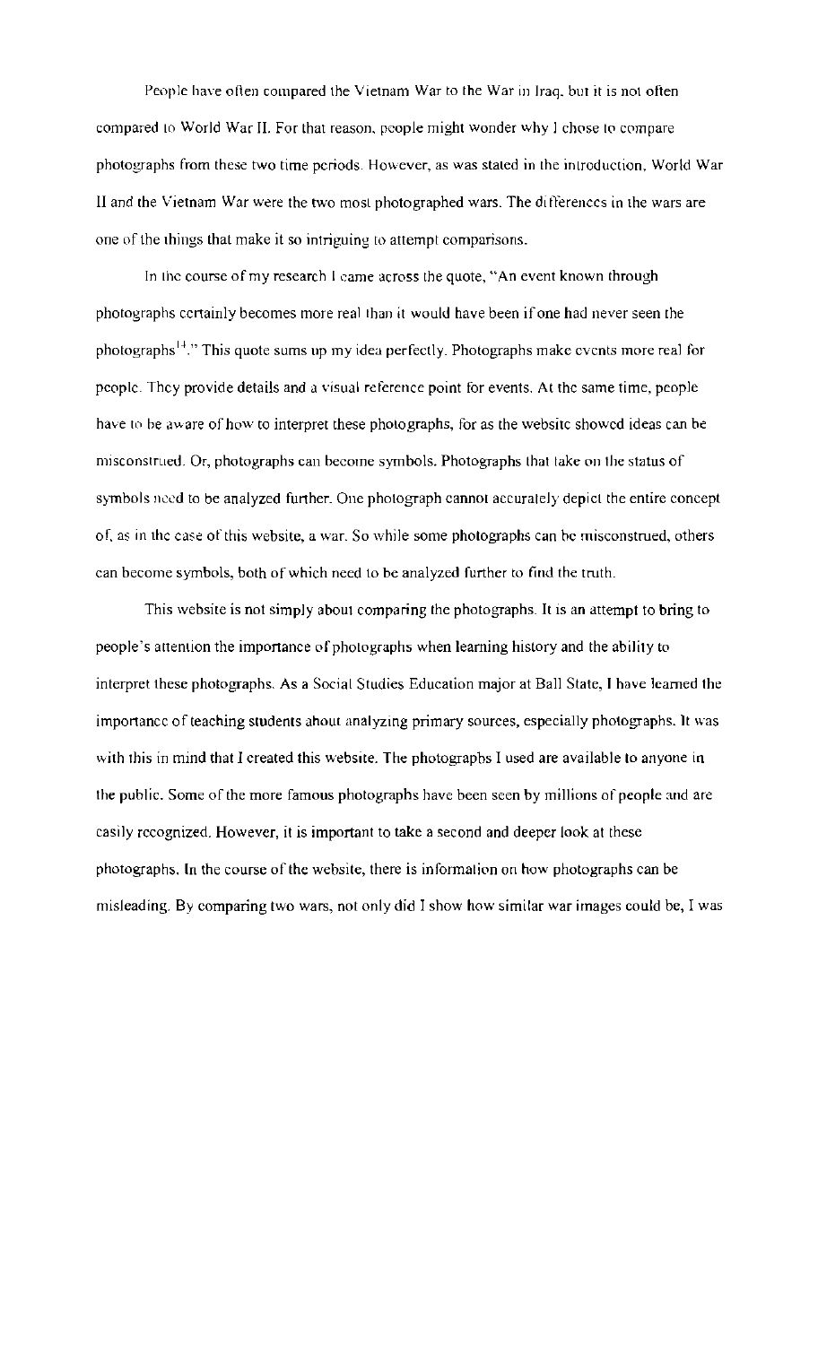People have often compared the Vietnam War to the War in Iraq, but it is not often compared to World War II. For that reason, people might wonder why I chose to compare photographs from these two time periods. However, as was stated in the introduction, World War II and the Vietnam War were the two most photographed wars. The differences in the wars are one of the things that make it so intriguing to attempt comparisons.

In the course of my research I came across the quote, "An event known through photographs certainly becomes more real than it would have been if one had never seen the photographs[14]." This quote sums up my idea perfectly. Photographs make events more real for people. They provide details and a visual reference point for events. At the same time, people have to be aware of how to interpret these photographs, for as the website showed ideas can be misconstrued. Or, photographs can become symbols. Photographs that take on the status of symbols need to be analyzed further. One photograph cannot accurately depict the entire concept of, as in the case of this website, a war. So while some photographs can be misconstrued, others can become symbols, both of which need to be analyzed further to find the truth.

This website is not simply about comparing the photographs. It is an attempt to bring to people's attention the importance of photographs when learning history and the ability to interpret these photographs. As a Social Studies Education major at Ball State, I have learned the importance of teaching students about analyzing primary sources, especially photographs. It was with this in mind that I created this website. The photographs I used are available to anyone in the public. Some of the more famous photographs have been seen by millions of people and are easily recognized. However, it is important to take a second and deeper look at these photographs. In the course of the website, there is information on how photographs can be misleading. By comparing two wars, not only did I show how similar war images could be, I was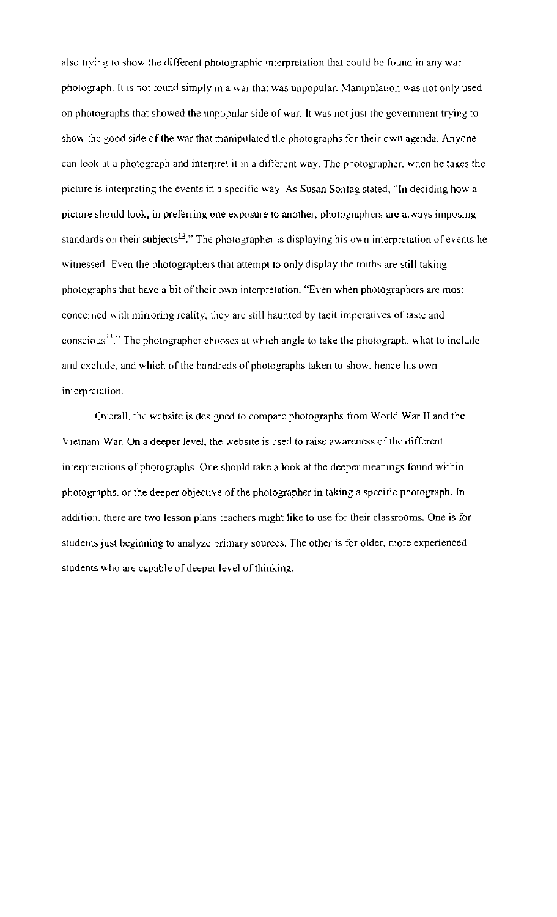also trying to show the different photographic interpretation that could be found in any war photograph. It is not found simply in a war that was unpopular. Manipulation was not only used on photographs that showed the unpopular side of war. It was not just the government trying to show the good side of the war that manipulated the photographs for their own agenda. Anyone can look at a photograph and interpret it in a different way. The photographer, when he takes the picture is interpreting the events in a specific way. As Susan Sontag stated, "In deciding how a picture should look, in preferring one exposure to another, photographers are always imposing standards on their subjects[13]." The photographer is displaying his own interpretation of events he witnessed. Even the photographers that attempt to only display the truths are still taking photographs that have a bit of their own interpretation. "Even when photographers are most concerned with mirroring reality, they are still haunted by tacit imperatives of taste and conscious[14]." The photographer chooses at which angle to take the photograph, what to include and exclude, and which of the hundreds of photographs taken to show, hence his own interpretation.

Overall, the website is designed to compare photographs from World War II and the Vietnam War. On a deeper level, the website is used to raise awareness of the different interpretations of photographs. One should take a look at the deeper meanings found within photographs, or the deeper objective of the photographer in taking a specific photograph. In addition, there are two lesson plans teachers might like to use for their classrooms. One is for students just beginning to analyze primary sources. The other is for older, more experienced students who are capable of deeper level of thinking.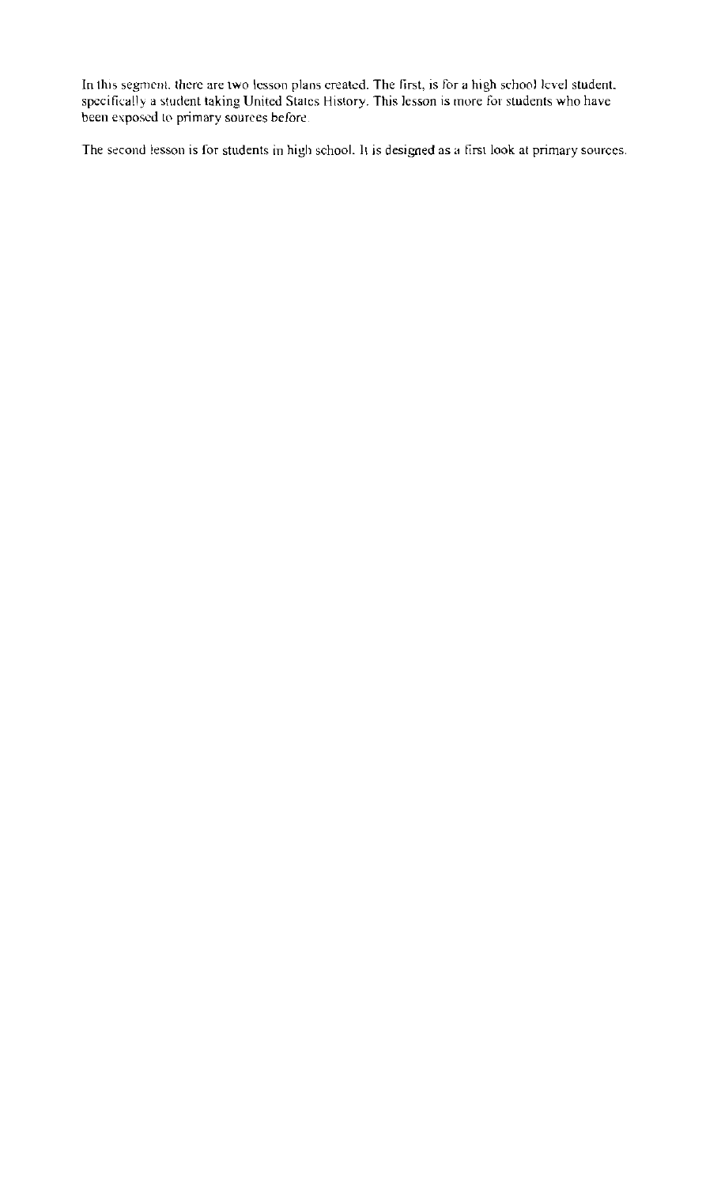In this segment, there are two lesson plans created. The first, is for a high school level student, specifically a student taking United States History. This lesson is more for students who have been exposed to primary sources before.

The second lesson is for students in high school. It is designed as a first look at primary sources.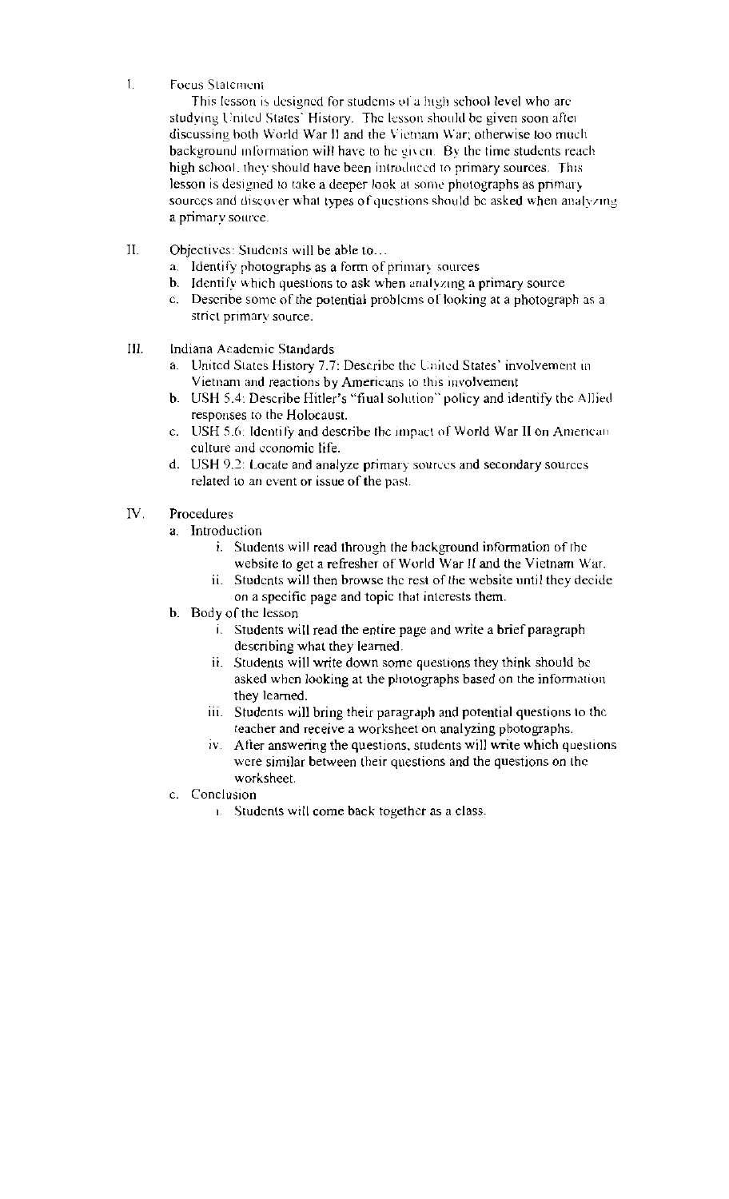I. Focus Statement

This lesson is designed for students of a high school level who are studying United States' History. The lesson should be given soon after discussing both World War II and the Vietnam War; otherwise too much background information will have to be given. By the time students reach high school, they should have been introduced to primary sources. This lesson is designed to take a deeper look at some photographs as primary sources and discover what types of questions should be asked when analyzing a primary source.

II. Objectives: Students will be able to…

   a. Identify photographs as a form of primary sources
   b. Identify which questions to ask when analyzing a primary source
   c. Describe some of the potential problems of looking at a photograph as a strict primary source.

III. Indiana Academic Standards

   a. United States History 7.7: Describe the United States' involvement in Vietnam and reactions by Americans to this involvement
   b. USH 5.4: Describe Hitler's "final solution" policy and identify the Allied responses to the Holocaust.
   c. USH 5.6: Identify and describe the impact of World War II on American culture and economic life.
   d. USH 9.2: Locate and analyze primary sources and secondary sources related to an event or issue of the past.

IV. Procedures

   a. Introduction
      i. Students will read through the background information of the website to get a refresher of World War II and the Vietnam War.
      ii. Students will then browse the rest of the website until they decide on a specific page and topic that interests them.
   b. Body of the lesson
      i. Students will read the entire page and write a brief paragraph describing what they learned.
      ii. Students will write down some questions they think should be asked when looking at the photographs based on the information they learned.
      iii. Students will bring their paragraph and potential questions to the teacher and receive a worksheet on analyzing photographs.
      iv. After answering the questions, students will write which questions were similar between their questions and the questions on the worksheet.
   c. Conclusion
      i. Students will come back together as a class.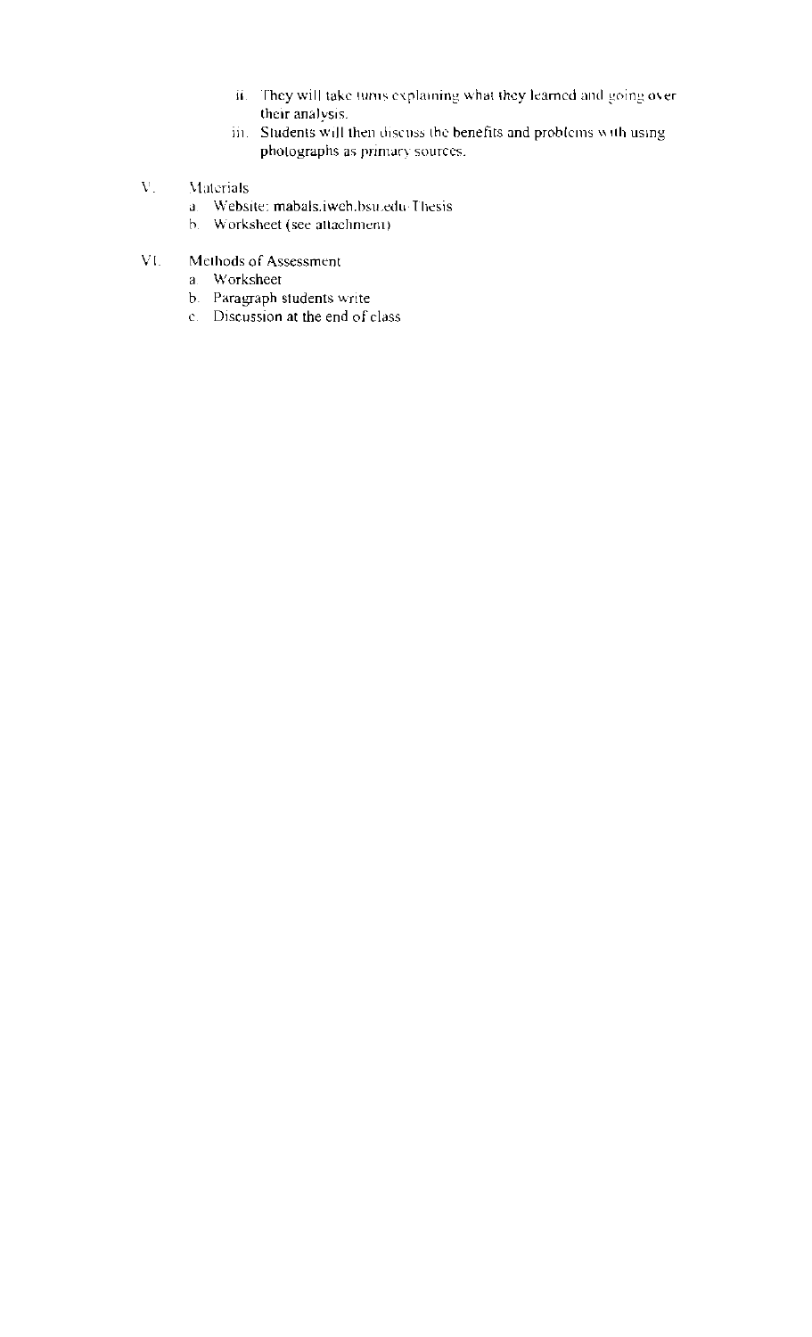ii. They will take turns explaining what they learned and going over their analysis.

iii. Students will then discuss the benefits and problems with using photographs as primary sources.

V. Materials

a. Website: mabals.iweb.bsu.edu/Thesis

b. Worksheet (see attachment)

VI. Methods of Assessment

a. Worksheet

b. Paragraph students write

c. Discussion at the end of class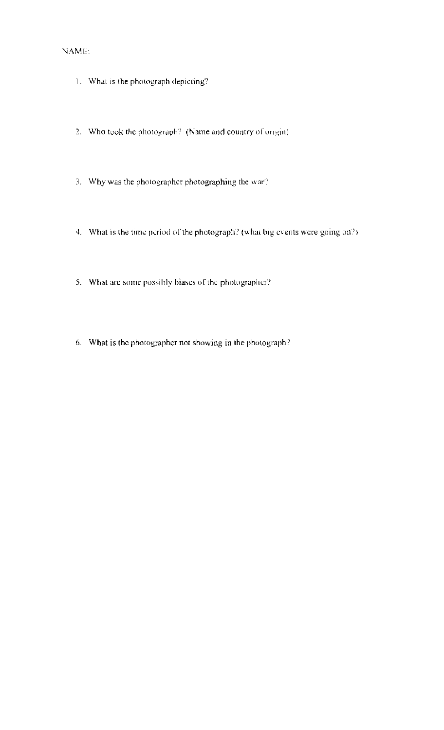NAME:

1. What is the photograph depicting?

2. Who took the photograph? (Name and country of origin)

3. Why was the photographer photographing the war?

4. What is the time period of the photograph? (what big events were going on?)

5. What are some possibly biases of the photographer?

6. What is the photographer not showing in the photograph?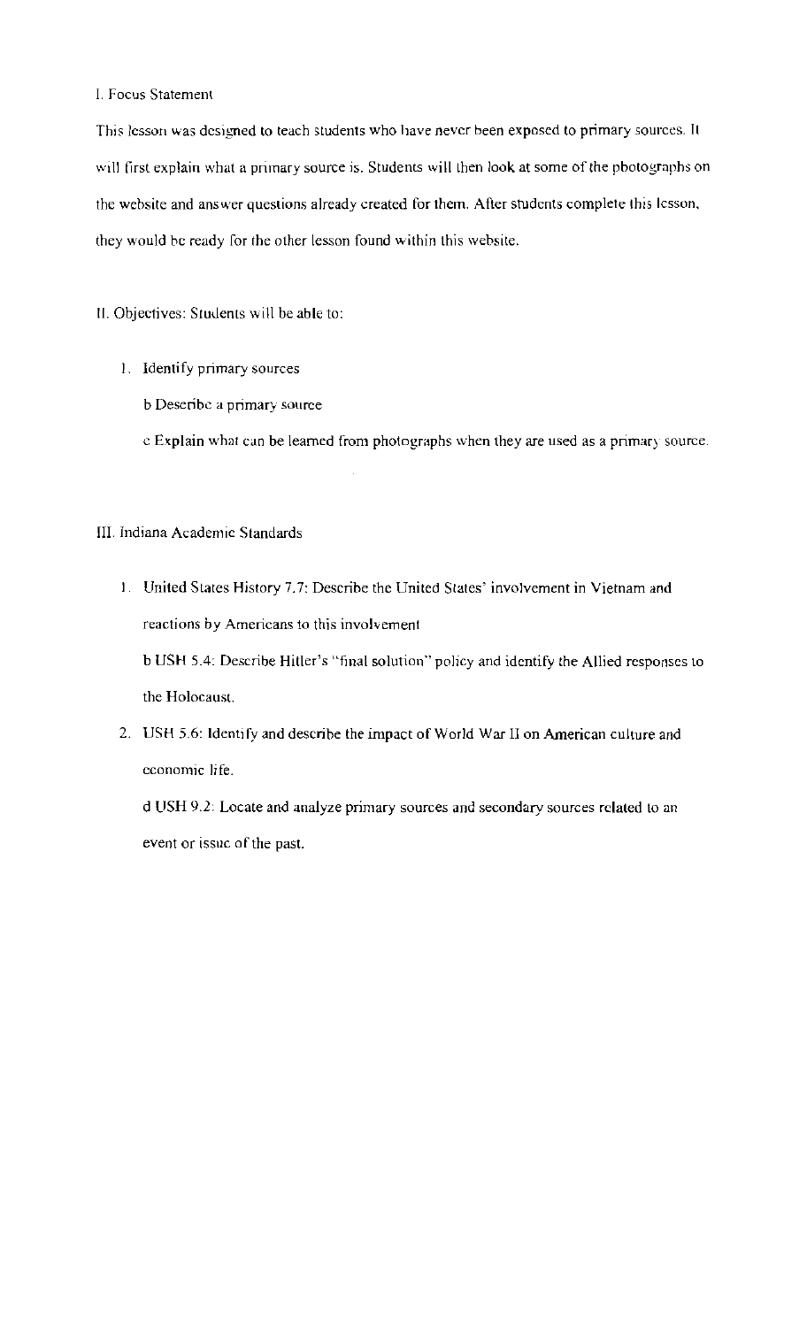I. Focus Statement

This lesson was designed to teach students who have never been exposed to primary sources. It will first explain what a primary source is. Students will then look at some of the photographs on the website and answer questions already created for them. After students complete this lesson, they would be ready for the other lesson found within this website.

II. Objectives: Students will be able to:

1. Identify primary sources

   b Describe a primary source

   c Explain what can be learned from photographs when they are used as a primary source.

III. Indiana Academic Standards

1. United States History 7.7: Describe the United States' involvement in Vietnam and reactions by Americans to this involvement

   b USH 5.4: Describe Hitler's "final solution" policy and identify the Allied responses to the Holocaust.

2. USH 5.6: Identify and describe the impact of World War II on American culture and economic life.

   d USH 9.2: Locate and analyze primary sources and secondary sources related to an event or issue of the past.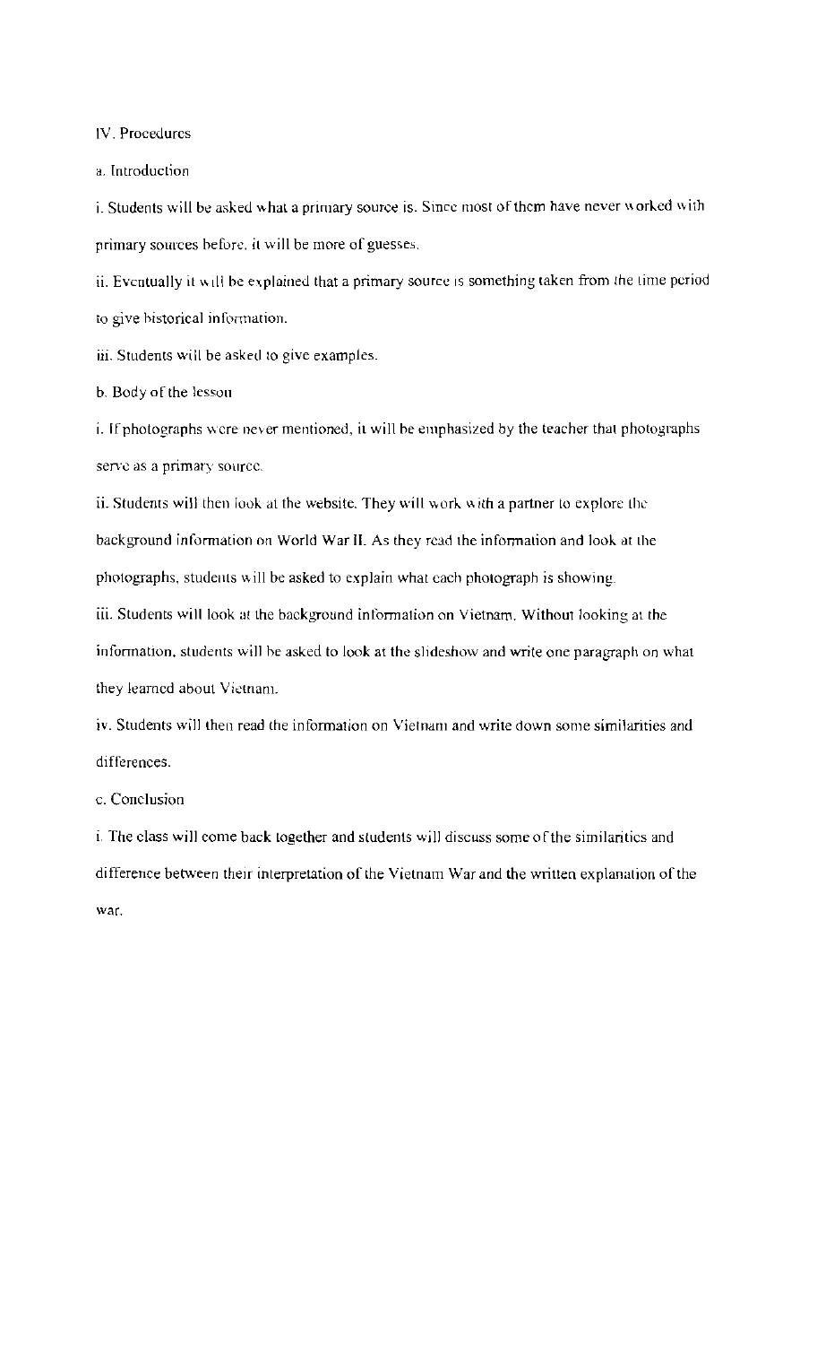IV. Procedures

a. Introduction

i. Students will be asked what a primary source is. Since most of them have never worked with primary sources before, it will be more of guesses.

ii. Eventually it will be explained that a primary source is something taken from the time period to give historical information.

iii. Students will be asked to give examples.

b. Body of the lesson

i. If photographs were never mentioned, it will be emphasized by the teacher that photographs serve as a primary source.

ii. Students will then look at the website. They will work with a partner to explore the background information on World War II. As they read the information and look at the photographs, students will be asked to explain what each photograph is showing.

iii. Students will look at the background information on Vietnam. Without looking at the information, students will be asked to look at the slideshow and write one paragraph on what they learned about Vietnam.

iv. Students will then read the information on Vietnam and write down some similarities and differences.

c. Conclusion

i. The class will come back together and students will discuss some of the similarities and difference between their interpretation of the Vietnam War and the written explanation of the war.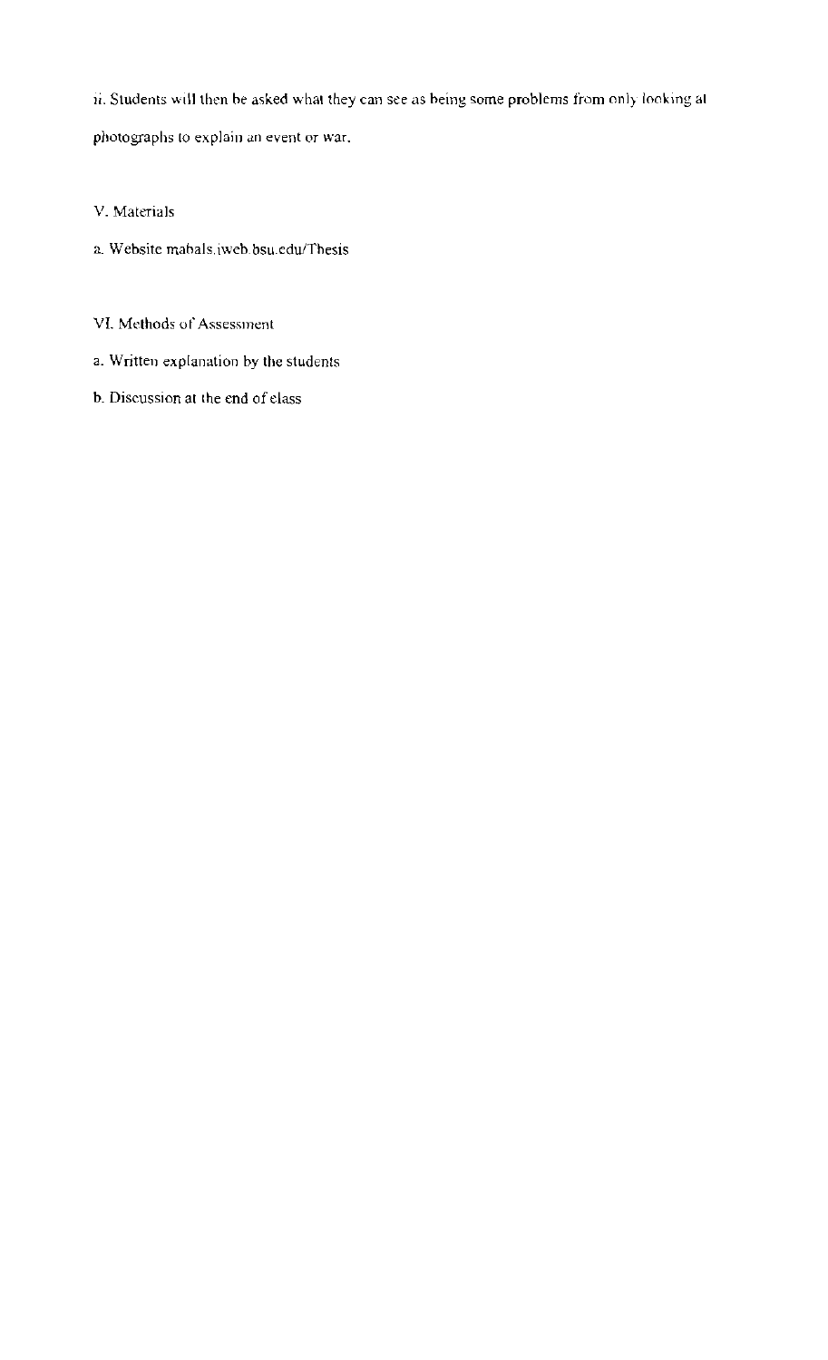ii. Students will then be asked what they can see as being some problems from only looking at photographs to explain an event or war.

V. Materials

a. Website mabals.iweb.bsu.edu/Thesis

VI. Methods of Assessment

a. Written explanation by the students

b. Discussion at the end of class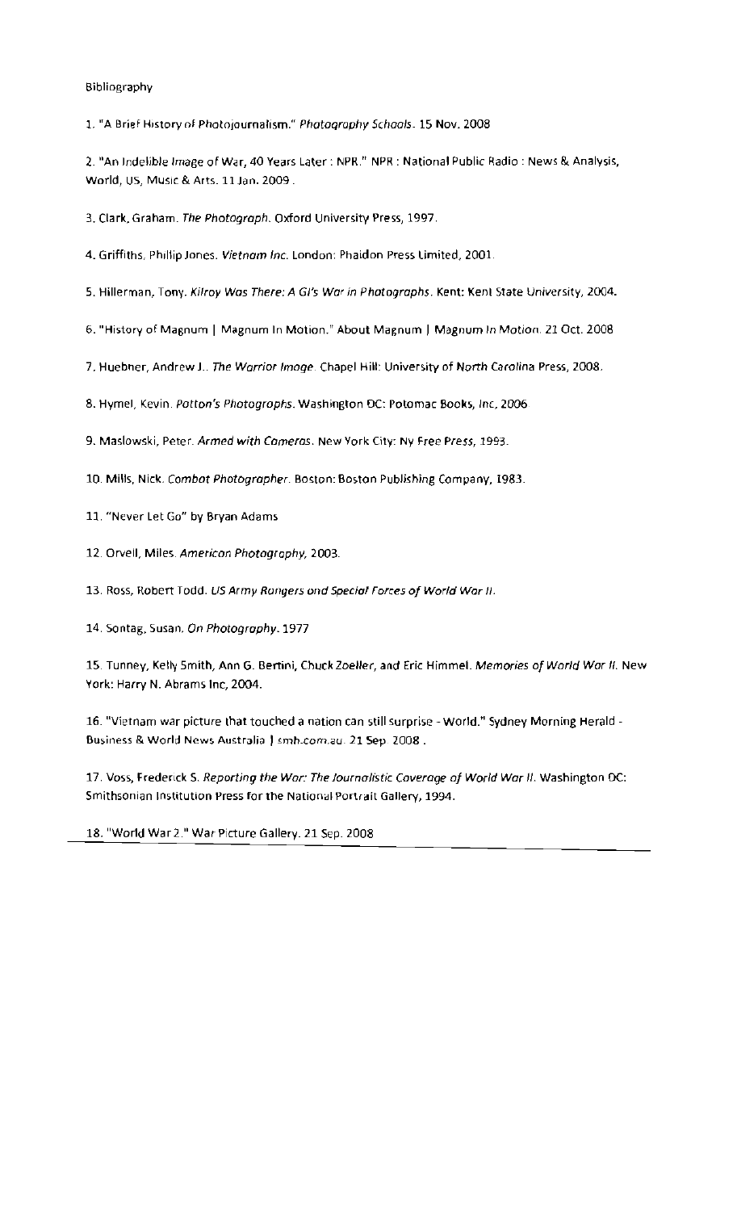Bibliography

1. "A Brief History of Photojournalism." *Photography Schools*. 15 Nov. 2008

2. "An Indelible Image of War, 40 Years Later : NPR." NPR : National Public Radio : News & Analysis, World, US, Music & Arts. 11 Jan. 2009 .

3. Clark, Graham. *The Photograph*. Oxford University Press, 1997.

4. Griffiths, Phillip Jones. *Vietnam Inc*. London: Phaidon Press Limited, 2001.

5. Hillerman, Tony. *Kilroy Was There: A GI's War in Photographs*. Kent: Kent State University, 2004.

6. "History of Magnum | Magnum In Motion." About Magnum | Magnum In Motion. 21 Oct. 2008

7. Huebner, Andrew J.. *The Warrior Image*. Chapel Hill: University of North Carolina Press, 2008.

8. Hymel, Kevin. *Patton's Photographs*. Washington DC: Potomac Books, Inc, 2006

9. Maslowski, Peter. *Armed with Cameras*. New York City: Ny Free Press, 1993.

10. Mills, Nick. *Combat Photographer*. Boston: Boston Publishing Company, 1983.

11. "Never Let Go" by Bryan Adams

12. Orvell, Miles. *American Photography*, 2003.

13. Ross, Robert Todd. *US Army Rangers and Special Forces of World War II*.

14. Sontag, Susan. *On Photography*. 1977

15. Tunney, Kelly Smith, Ann G. Bertini, Chuck Zoeller, and Eric Himmel. *Memories of World War II*. New York: Harry N. Abrams Inc, 2004.

16. "Vietnam war picture that touched a nation can still surprise - World." Sydney Morning Herald - Business & World News Australia | smh.com.au. 21 Sep. 2008 .

17. Voss, Frederick S. *Reporting the War: The Journalistic Coverage of World War II*. Washington DC: Smithsonian Institution Press for the National Portrait Gallery, 1994.

18. "World War 2." War Picture Gallery. 21 Sep. 2008